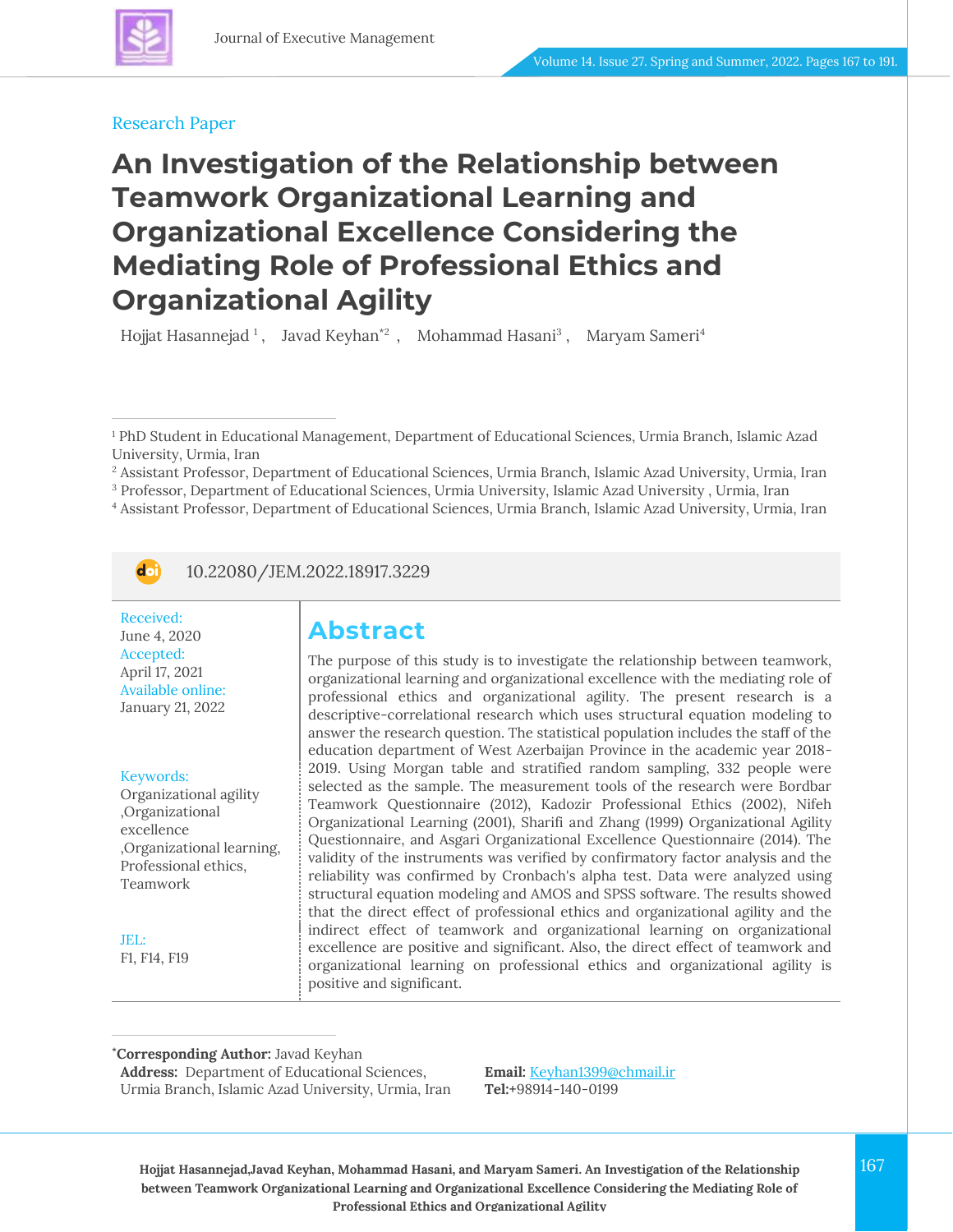Research Paper

# An Investigation of the Relationship between Teamwork Organizational Learning and Organizational Excellence Considering the Mediating Role of Professional Ethics and Organizational Agility

Hojjat Hasannejad [1], Javad Keyhan [*2], Mohammad Hasani [3], Maryam Sameri [4]

[1] PhD Student in Educational Management, Department of Educational Sciences, Urmia Branch, Islamic Azad University, Urmia, Iran

[2] Assistant Professor, Department of Educational Sciences, Urmia Branch, Islamic Azad University, Urmia, Iran

[3] Professor, Department of Educational Sciences, Urmia University, Islamic Azad University , Urmia, Iran

[4] Assistant Professor, Department of Educational Sciences, Urmia Branch, Islamic Azad University, Urmia, Iran

10.22080/JEM.2022.18917.3229

**Received:** June 4, 2020

**Accepted:** April 17, 2021

**Available online:** January 21, 2022

**Keywords:** Organizational agility ,Organizational excellence ,Organizational learning, Professional ethics, Teamwork

**JEL:** F1, F14, F19

## Abstract

The purpose of this study is to investigate the relationship between teamwork, organizational learning and organizational excellence with the mediating role of professional ethics and organizational agility. The present research is a descriptive-correlational research which uses structural equation modeling to answer the research question. The statistical population includes the staff of the education department of West Azerbaijan Province in the academic year 2018-2019. Using Morgan table and stratified random sampling, 332 people were selected as the sample. The measurement tools of the research were Bordbar Teamwork Questionnaire (2012), Kadozir Professional Ethics (2002), Nifeh Organizational Learning (2001), Sharifi and Zhang (1999) Organizational Agility Questionnaire, and Asgari Organizational Excellence Questionnaire (2014). The validity of the instruments was verified by confirmatory factor analysis and the reliability was confirmed by Cronbach's alpha test. Data were analyzed using structural equation modeling and AMOS and SPSS software. The results showed that the direct effect of professional ethics and organizational agility and the indirect effect of teamwork and organizational learning on organizational excellence are positive and significant. Also, the direct effect of teamwork and organizational learning on professional ethics and organizational agility is positive and significant.

**\*Corresponding Author:** Javad Keyhan

**Address:** Department of Educational Sciences, Urmia Branch, Islamic Azad University, Urmia, Iran

**Email:** Keyhan1399@chmail.ir

**Tel:**+98914-140-0199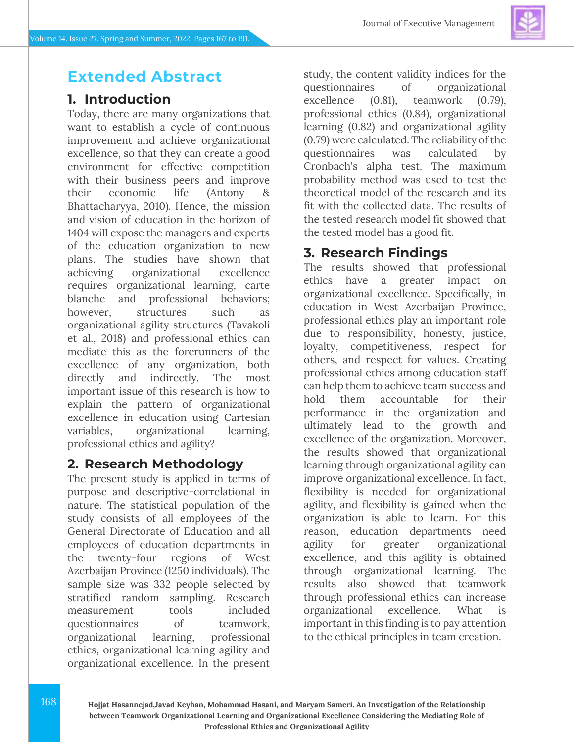# Extended Abstract

## 1. Introduction

Today, there are many organizations that want to establish a cycle of continuous improvement and achieve organizational excellence, so that they can create a good environment for effective competition with their business peers and improve their economic life (Antony & Bhattacharyya, 2010). Hence, the mission and vision of education in the horizon of 1404 will expose the managers and experts of the education organization to new plans. The studies have shown that achieving organizational excellence requires organizational learning, carte blanche and professional behaviors; however, structures such as organizational agility structures (Tavakoli et al., 2018) and professional ethics can mediate this as the forerunners of the excellence of any organization, both directly and indirectly. The most important issue of this research is how to explain the pattern of organizational excellence in education using Cartesian variables, organizational learning, professional ethics and agility?

## 2. Research Methodology

The present study is applied in terms of purpose and descriptive-correlational in nature. The statistical population of the study consists of all employees of the General Directorate of Education and all employees of education departments in the twenty-four regions of West Azerbaijan Province (1250 individuals). The sample size was 332 people selected by stratified random sampling. Research measurement tools included questionnaires of teamwork, organizational learning, professional ethics, organizational learning agility and organizational excellence. In the present study, the content validity indices for the questionnaires of organizational excellence (0.81), teamwork (0.79), professional ethics (0.84), organizational learning (0.82) and organizational agility (0.79) were calculated. The reliability of the questionnaires was calculated by Cronbach's alpha test. The maximum probability method was used to test the theoretical model of the research and its fit with the collected data. The results of the tested research model fit showed that the tested model has a good fit.

## 3. Research Findings

The results showed that professional ethics have a greater impact on organizational excellence. Specifically, in education in West Azerbaijan Province, professional ethics play an important role due to responsibility, honesty, justice, loyalty, competitiveness, respect for others, and respect for values. Creating professional ethics among education staff can help them to achieve team success and hold them accountable for their performance in the organization and ultimately lead to the growth and excellence of the organization. Moreover, the results showed that organizational learning through organizational agility can improve organizational excellence. In fact, flexibility is needed for organizational agility, and flexibility is gained when the organization is able to learn. For this reason, education departments need agility for greater organizational excellence, and this agility is obtained through organizational learning. The results also showed that teamwork through professional ethics can increase organizational excellence. What is important in this finding is to pay attention to the ethical principles in team creation.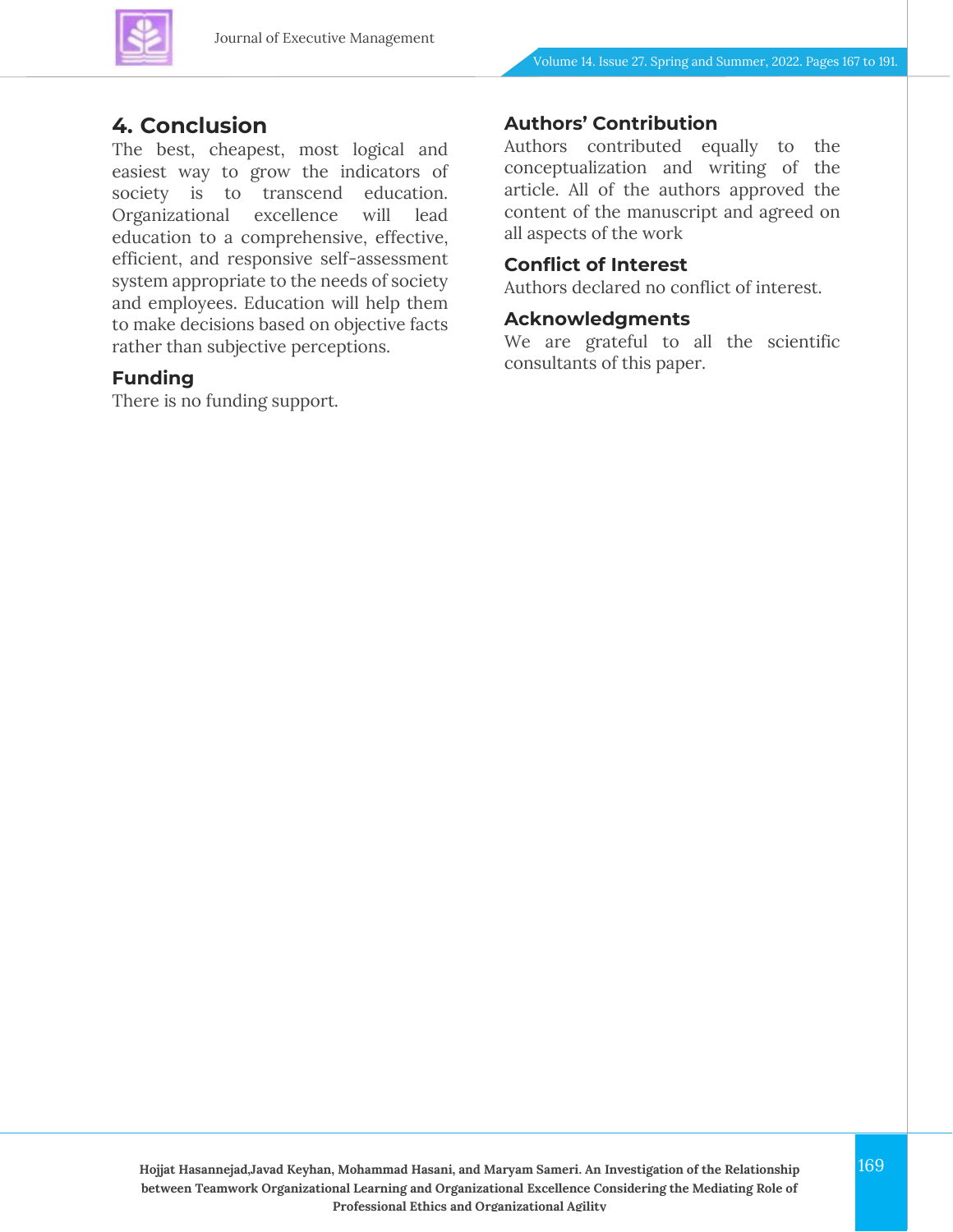## 4. Conclusion

The best, cheapest, most logical and easiest way to grow the indicators of society is to transcend education. Organizational excellence will lead education to a comprehensive, effective, efficient, and responsive self-assessment system appropriate to the needs of society and employees. Education will help them to make decisions based on objective facts rather than subjective perceptions.

### Funding

There is no funding support.

### Authors' Contribution

Authors contributed equally to the conceptualization and writing of the article. All of the authors approved the content of the manuscript and agreed on all aspects of the work

### Conflict of Interest

Authors declared no conflict of interest.

### Acknowledgments

We are grateful to all the scientific consultants of this paper.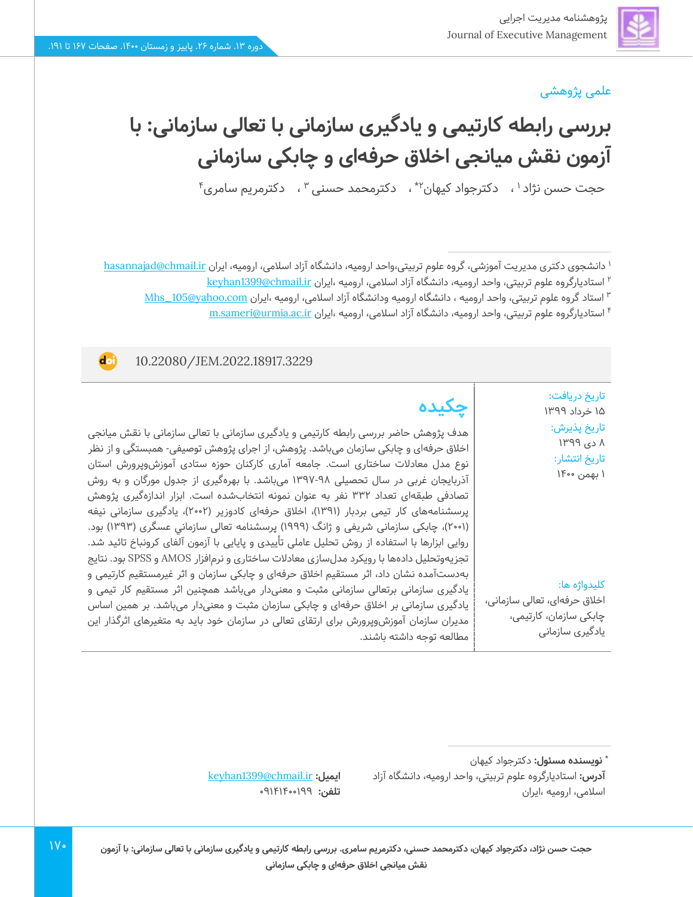علمی پژوهشی

# بررسی رابطه کارتیمی و یادگیری سازمانی با تعالی سازمانی: با آزمون نقش میانجی اخلاق حرفه‌ای و چابکی سازمانی

حجت حسن نژاد [۱] ، دکترجواد کیهان[۲]* ، دکترمحمد حسنی [۳] ، دکترمریم سامری[۴]

[۱] دانشجوی دکتری مدیریت آموزشی، گروه علوم تربیتی،واحد ارومیه، دانشگاه آزاد اسلامی، ارومیه، ایران hasannajad@chmail.ir

[۲] استادیارگروه علوم تربیتی، واحد ارومیه، دانشگاه آزاد اسلامی، ارومیه ،ایران keyhan1399@chmail.ir

[۳] استاد گروه علوم تربیتی، واحد ارومیه ، دانشگاه ارومیه ودانشگاه آزاد اسلامی، ارومیه ،ایران Mhs_105@yahoo.com

[۴] استادیارگروه علوم تربیتی، واحد ارومیه، دانشگاه آزاد اسلامی، ارومیه ،ایران m.sameri@urmia.ac.ir

10.22080/JEM.2022.18917.3229

تاریخ دریافت:
۱۵ خرداد ۱۳۹۹

تاریخ پذیرش:
۸ دی ۱۳۹۹

تاریخ انتشار:
۱ بهمن ۱۴۰۰

## چکیده

هدف پژوهش حاضر بررسی رابطه کارتیمی و یادگیری سازمانی با تعالی سازمانی با نقش میانجی اخلاق حرفه‌ای و چابکی سازمان می‌باشد. پژوهش، از اجرای پژوهش توصیفی- همبستگی و از نظر نوع مدل معادلات ساختاری است. جامعه آماری کارکنان حوزه ستادی آموزش‌وپرورش استان آذربایجان غربی در سال تحصیلی ۹۸-۱۳۹۷ می‌باشد. با بهره‌گیری از جدول مورگان و به روش تصادفی طبقه‌ای تعداد ۳۳۲ نفر به عنوان نمونه انتخاب‌شده است. ابزار اندازه‌گیری پژوهش پرسشنامه‌های کار تیمی بردبار (۱۳۹۱)، اخلاق حرفه‌ای کادوزیر (۲۰۰۲)، یادگیری سازمانی نیفه (۲۰۰۱)، چابکی سازمانی شریفی و ژانگ (۱۹۹۹) پرسشنامه تعالی سازمانی عسگری (۱۳۹۳) بود. روایی ابزارها با استفاده از روش تحلیل عاملی تأییدی و پایایی با آزمون آلفای کرونباخ تائید شد. تجزیه‌وتحلیل داده‌ها با رویکرد مدل‌سازی معادلات ساختاری و نرم‌افزار AMOS و SPSS بود. نتایج به‌دست‌آمده نشان داد، اثر مستقیم اخلاق حرفه‌ای و چابکی سازمان و اثر غیرمستقیم کارتیمی و یادگیری سازمانی برتعالی سازمانی مثبت و معنی‌دار می‌باشد همچنین اثر مستقیم کار تیمی و یادگیری سازمانی بر اخلاق حرفه‌ای و چابکی سازمان مثبت و معنی‌دار می‌باشد. بر همین اساس مدیران سازمان آموزش‌وپرورش برای ارتقای تعالی در سازمان خود باید به متغیرهای اثرگذار این مطالعه توجه داشته باشند.

کلیدواژه ها:
اخلاق حرفه‌ای، تعالی سازمانی، چابکی سازمان، کارتیمی، یادگیری سازمانی

* **نویسنده مسئول:** دکترجواد کیهان

**آدرس:** استادیارگروه علوم تربیتی، واحد ارومیه، دانشگاه آزاد اسلامی، ارومیه ،ایران

**ایمیل:** keyhan1399@chmail.ir

**تلفن:** ۰۹۱۴۱۴۰۰۱۹۹

حجت حسن نژاد، دکترجواد کیهان، دکترمحمد حسنی، دکترمریم سامری. بررسی رابطه کارتیمی و یادگیری سازمانی با تعالی سازمانی: با آزمون نقش میانجی اخلاق حرفه‌ای و چابکی سازمانی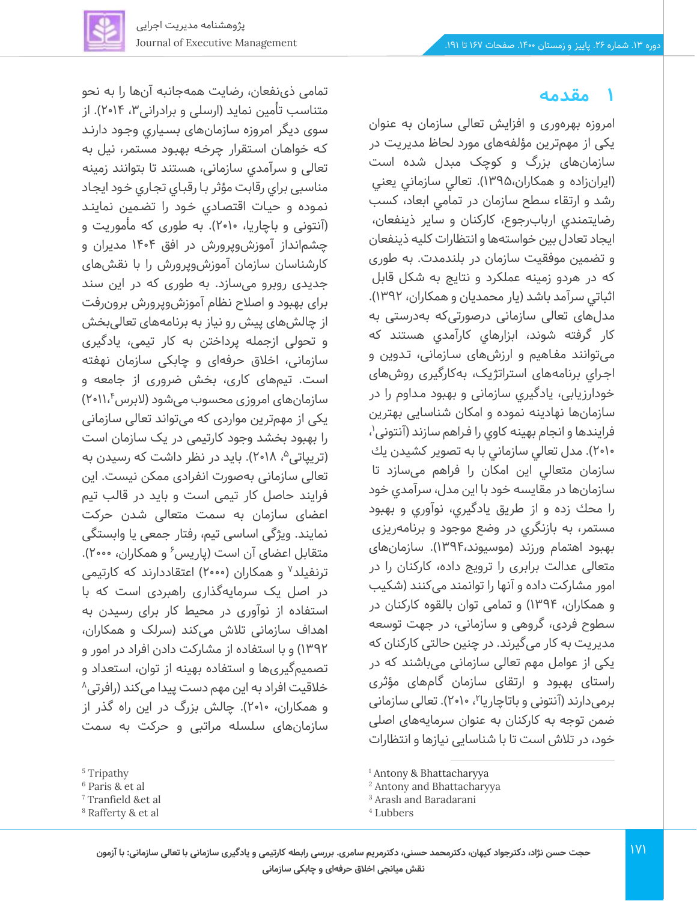# ۱ مقدمه

امروزه بهره‌وری و افزایش تعالی سازمان به عنوان یکی از مهم‌ترین مؤلفه‌های مورد لحاظ مدیریت در سازمان‌های بزرگ و کوچک مبدل شده است (ایرانزاده و همکاران،۱۳۹۵). تعالي سازماني يعني رشد و ارتقاء سطح سازمان در تمامي ابعاد، كسب رضايتمندي ارباب‌رجوع، كاركنان و ساير ذينفعان، ايجاد تعادل بين خواسته‌ها و انتظارات كليه ذينفعان و تضمين موفقيت سازمان در بلندمدت. به طوری كه در هردو زمينه عملكرد و نتايج به شكل قابل اثباتي سرآمد باشد (یار محمدیان و همکاران، ۱۳۹۲). مدل‌های تعالی سازمانی درصورتی‌که به‌درستی به كار گرفته شوند، ابزارهاي كارآمدي هستند كه می‌توانند مفاهيم و ارزش‌های سازمانی، تدوين و اجراي برنامه‌های استراتژيک، به‌کارگیری روش‌های خودارزيابی، يادگيري سازمانی و بهبود مداوم را در سازمان‌ها نهادينه نموده و امكان شناسايي بهترين فرايندها و انجام بهينه كاوي را فراهم سازند (آنتونی[1]، ۲۰۱۰). مدل تعالي سازماني با به تصوير كشيدن يك سازمان متعالي اين امكان را فراهم می‌سازد تا سازمان‌ها در مقايسه خود با اين مدل، سرآمدي خود را محك زده و از طريق يادگيري، نوآوري و بهبود مستمر، به بازنگري در وضع موجود و برنامه‌ریزی بهبود اهتمام ورزند (موسیوند،۱۳۹۴). سازمان‌های متعالی عدالت برابری را ترویج داده، كاركنان را در امور مشاركت داده و آنها را توانمند می‌کنند (شکیب و همکاران، ۱۳۹۴) و تمامی توان بالقوه كاركنان در سطوح فردی، گروهی و سازمانی، در جهت توسعه مديريت به كار می‌گیرند. در چنین حالتی کارکنان که یکی از عوامل مهم تعالی سازمانی می‌باشند که در راستای بهبود و ارتقای سازمان گام‌های مؤثری برمی‌دارند (آنتونی و باتاچاریا[2]، ۲۰۱۰). تعالی سازمانی ضمن توجه به كاركنان به عنوان سرمايه‌هاي اصلی خود، در تلاش است تا با شناسايی نيازها و انتظارات تمامی ذی‌نفعان، رضايت همه‌جانبه آن‌ها را به نحو متناسب تأمين نمايد (ارسلی و برادرانی[3]، ۲۰۱۴). از سوی ديگر امروزه سازمان‌های بسياري وجود دارند كه خواهان استقرار چرخه بهبود مستمر، نيل به تعالي و سرآمدي سازماني، هستند تا بتوانند زمينه مناسبي براي رقابت مؤثر با رقباي تجاري خود ايجاد نموده و حيات اقتصادي خود را تضمين نمايند (آنتونی و باچاریا، ۲۰۱۰). به طوری که مأموریت و چشم‌انداز آموزش‌وپرورش در افق ۱۴۰۴ مدیران و کارشناسان سازمان آموزش‌وپرورش را با نقش‌های جدیدی روبرو می‌سازد. به طوری که در این سند برای بهبود و اصلاح نظام آموزش‌وپرورش برون‌رفت از چالش‌های پیش رو نیاز به برنامه‌های تعالی‌بخش و تحولی ازجمله پرداختن به کار تیمی، یادگیری سازمانی، اخلاق حرفه‌ای و چابکی سازمان نهفته است. تیم‌های کاری، بخش ضروری از جامعه و سازمان‌های امروزی محسوب می‌شود (لابرس[4]،۲۰۱۱) یکی از مهم‌ترین مواردی که می‌تواند تعالی سازمانی را بهبود بخشد وجود کارتیمی در یک سازمان است (تریپاتی[5]، ۲۰۱۸). باید در نظر داشت که رسیدن به تعالی سازمانی به‌صورت انفرادی ممکن نیست. این فرایند حاصل کار تیمی است و باید در قالب تیم اعضای سازمان به سمت متعالی شدن حرکت نمایند. ویژگی اساسی تیم، رفتار جمعی یا وابستگی متقابل اعضای آن است (پاریس[6] و همکاران، ۲۰۰۰). ترنفیلد[7] و همکاران (۲۰۰۰) اعتقاددارند که کارتیمی در اصل یک سرمایه‌گذاری راهبردی است که با استفاده از نوآوری در محیط کار برای رسیدن به اهداف سازمانی تلاش می‌کند (سرلک و همکاران، ۱۳۹۲) و با استفاده از مشارکت دادن افراد در امور و تصمیم‌گیری‌ها و استفاده بهینه از توان، استعداد و خلاقیت افراد به این مهم دست پیدا می‌کند (رافرتی[8] و همکاران، ۲۰۱۰). چالش بزرگ در این راه گذر از سازمان‌های سلسله مراتبی و حرکت به سمت

---

[1] Antony & Bhattacharyya
[2] Antony and Bhattacharyya
[3] Araslı and Baradarani
[4] Lubbers
[5] Tripathy
[6] Paris & et al
[7] Tranfield &et al
[8] Rafferty & et al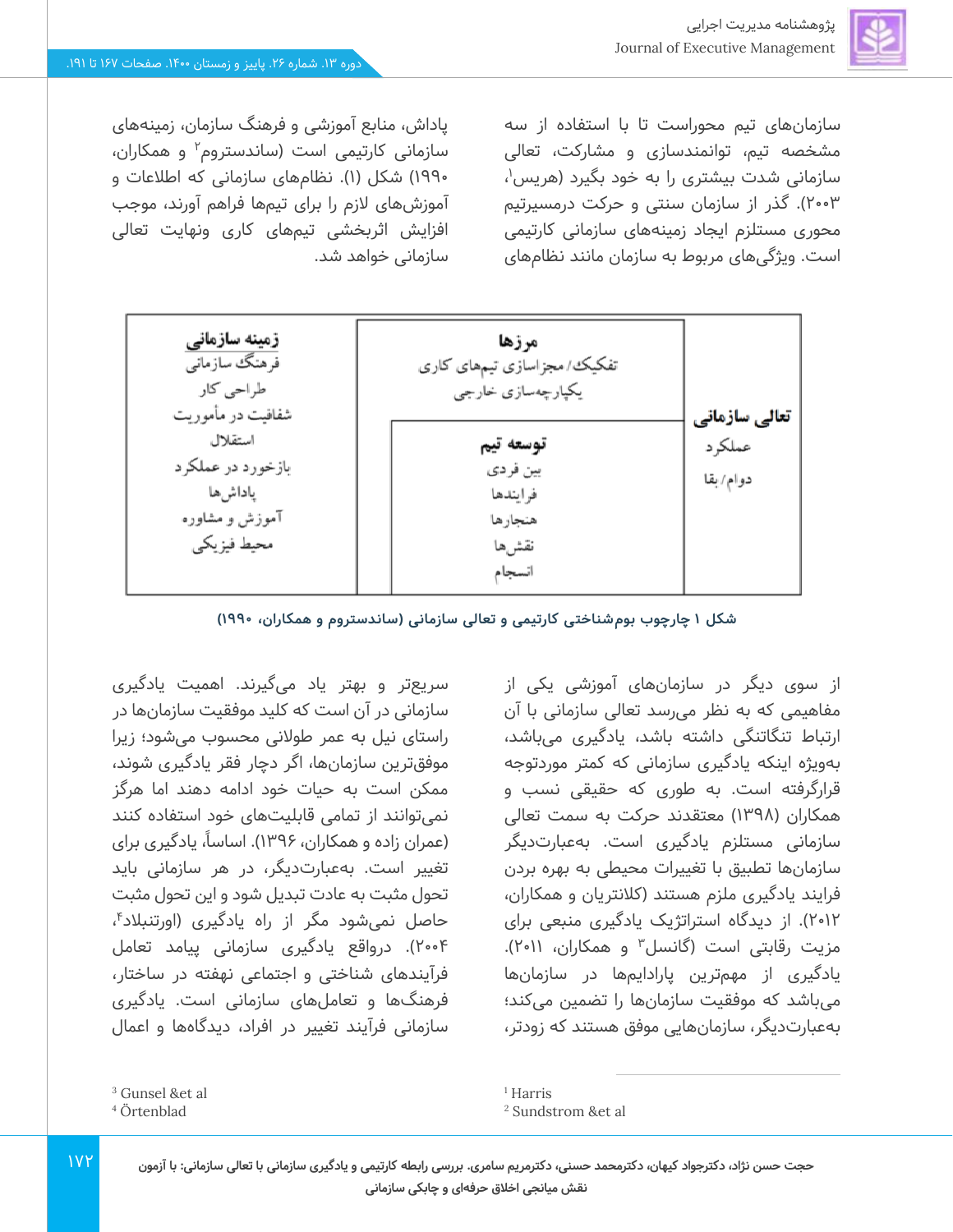سازمان‌های تیم محوراست تا با استفاده از سه مشخصه تیم، توانمندسازی و مشارکت، تعالی سازمانی شدت بیشتری را به خود بگیرد (هریس[1]، ۲۰۰۳). گذر از سازمان سنتی و حرکت درمسیرتیم محوری مستلزم ایجاد زمینه‌های سازمانی کارتیمی است. ویژگی‌های مربوط به سازمان مانند نظام‌های پاداش، منابع آموزشی و فرهنگ سازمان، زمینه‌های سازمانی کارتیمی است (ساندستروم[2] و همکاران، ۱۹۹۰) شکل (۱). نظام‌های سازمانی که اطلاعات و آموزش‌های لازم را برای تیم‌ها فراهم آورند، موجب افزایش اثربخشی تیم‌های کاری ونهایت تعالی سازمانی خواهد شد.

| تعالی سازمانی | مرزها / توسعه تیم | زمینه سازمانی |
|---|---|---|
| **تعالی سازمانی**<br>عملکرد<br>دوام/ بقا | **مرزها**<br>تفکیک/ مجزاسازی تیم‌های کاری<br>یکپارچه‌سازی خارجی<br><br>**توسعه تیم**<br>بین فردی<br>فرایندها<br>هنجارها<br>نقش‌ها<br>انسجام | **زمینه سازمانی**<br>فرهنگ سازمانی<br>طراحی کار<br>شفافیت در مأموریت<br>استقلال<br>بازخورد در عملکرد<br>پاداش‌ها<br>آموزش و مشاوره<br>محیط فیزیکی |

**شکل ۱ چارچوب بوم‌شناختی کارتیمی و تعالی سازمانی (ساندستروم و همکاران، ۱۹۹۰)**

از سوی دیگر در سازمان‌های آموزشی یکی از مفاهیمی که به نظر می‌رسد تعالی سازمانی با آن ارتباط تنگاتنگی داشته باشد، یادگیری می‌باشد، به‌ویژه اینکه یادگیری سازمانی که کمتر موردتوجه قرارگرفته است. به طوری که حقیقت نسب و همکاران (۱۳۹۸) معتقدند حرکت به سمت تعالی سازمانی مستلزم یادگیری است. به‌عبارت‌دیگر سازمان‌ها تطبیق با تغییرات محیطی به بهره بردن فرایند یادگیری ملزم هستند (کلانتریان و همکاران، ۲۰۱۲). از دیدگاه استراتژیک یادگیری منبعی برای مزیت رقابتی است (گانسل[3] و همکاران، ۲۰۱۱). یادگیری از مهمترین پارادایم‌ها در سازمان‌ها می‌باشد که موفقیت سازمان‌ها را تضمین می‌کند؛ به‌عبارت‌دیگر، سازمان‌هایی موفق هستند که زودتر، سریع‌تر و بهتر یاد می‌گیرند. اهمیت یادگیری سازمانی در آن است که کلید موفقیت سازمان‌ها در راستای نیل به عمر طولانی محسوب می‌شود؛ زیرا موفق‌ترین سازمان‌ها، اگر دچار فقر یادگیری شوند، ممکن است به حیات خود ادامه دهند اما هرگز نمی‌توانند از تمامی قابلیت‌های خود استفاده کنند (عمران زاده و همکاران، ۱۳۹۶). اساساً، یادگیری برای تغییر است. به‌عبارت‌دیگر، در هر سازمانی باید تحول مثبت به عادت تبدیل شود و این تحول مثبت حاصل نمی‌شود مگر از راه یادگیری (اورتنبلاد[4]، ۲۰۰۴). درواقع یادگیری سازمانی پیامد تعامل فرآیندهای شناختی و اجتماعی نهفته در ساختار، فرهنگ‌ها و تعامل‌های سازمانی است. یادگیری سازمانی فرآیند تغییر در افراد، دیدگاه‌ها و اعمال

---

[1] Harris
[2] Sundstrom &et al
[3] Gunsel &et al
[4] Örtenblad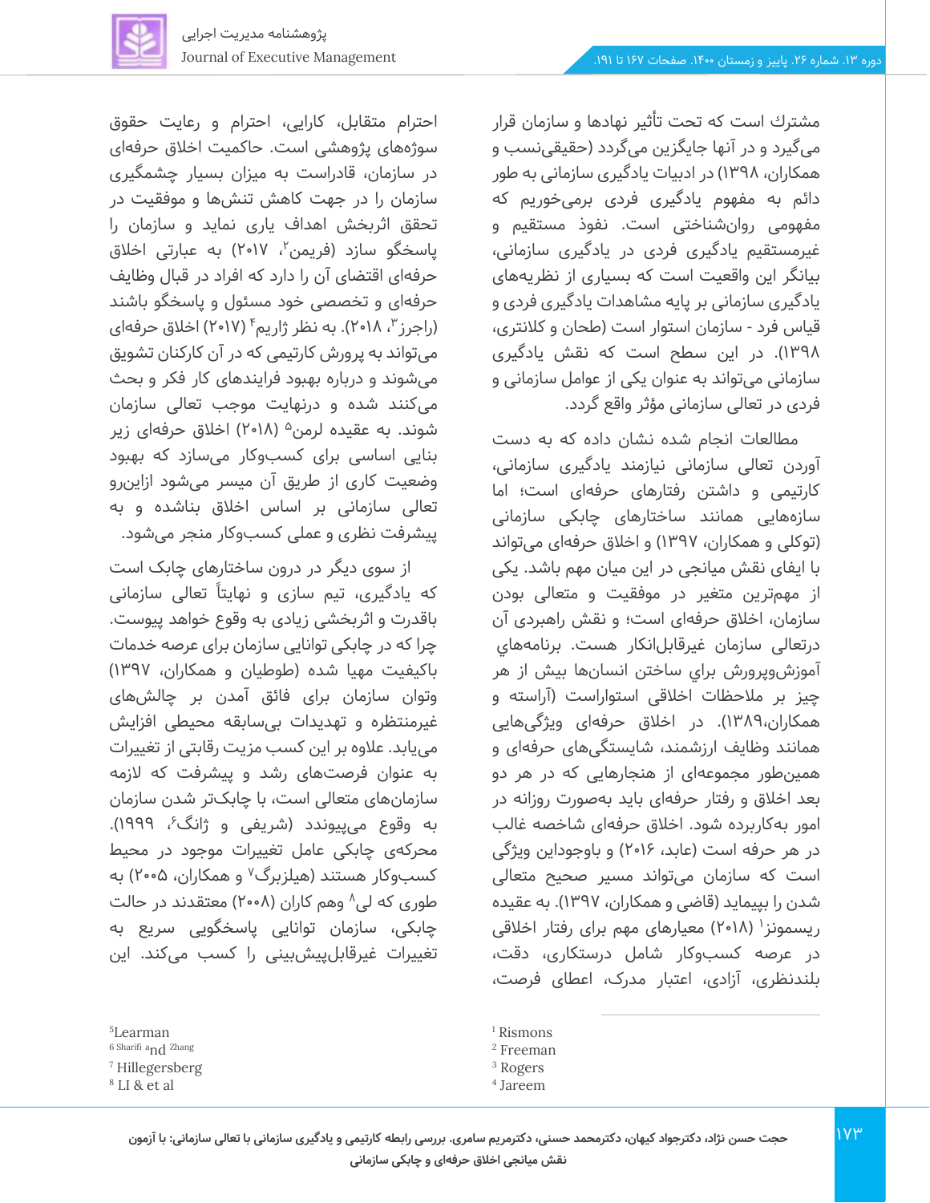مشترك است كه تحت تأثير نهادها و سازمان قرار می‌گیرد و در آنها جایگزین می‌گردد (حقیقی‌نسب و همکاران، ۱۳۹۸) در ادبیات یادگیری سازمانی به طور دائم به مفهوم یادگیری فردی برمی‌خوریم که مفهومی روان‌شناختی است. نفوذ مستقیم و غیرمستقیم یادگیری فردی در یادگیری سازمانی، بیانگر این واقعیت است که بسیاری از نظریه‌های یادگیری سازمانی بر پایه مشاهدات یادگیری فردی و قیاس فرد - سازمان استوار است (طحان و کلانتری، ۱۳۹۸). در این سطح است که نقش یادگیری سازمانی می‌تواند به عنوان یکی از عوامل سازمانی و فردی در تعالی سازمانی مؤثر واقع گردد.

مطالعات انجام شده نشان داده که به دست آوردن تعالی سازمانی نیازمند یادگیری سازمانی، کارتیمی و داشتن رفتارهای حرفه‌ای است؛ اما سازه‌هایی همانند ساختارهای چابکی سازمانی (توکلی و همکاران، ۱۳۹۷) و اخلاق حرفه‌ای می‌تواند با ایفای نقش میانجی در این میان مهم باشد. یکی از مهم‌ترین متغیر در موفقیت و متعالی بودن سازمان، اخلاق حرفه‌ای است؛ و نقش راهبردی آن درتعالی سازمان غیرقابل‌انکار هست. برنامه‌هاي آموزش‌وپرورش براي ساختن انسان‌ها بيش از هر چيز بر ملاحظات اخلاقي استواراست (آراسته و همكاران،۱۳۸۹). در اخلاق حرفه‌ای ویژگی‌هایی همانند وظایف ارزشمند، شایستگی‌های حرفه‌ای و همین‌طور مجموعه‌ای از هنجارهایی که در هر دو بعد اخلاق و رفتار حرفه‌ای باید به‌صورت روزانه در امور به‌کاربرده شود. اخلاق حرفه‌ای شاخصه غالب در هر حرفه است (عابد، ۲۰۱۶) و باوجوداین ویژگی است که سازمان می‌تواند مسیر صحیح متعالی شدن را بپیماید (قاضی و همکاران، ۱۳۹۷). به عقیده ریسمونز[1] (۲۰۱۸) معیارهای مهم برای رفتار اخلاقی در عرصه کسب‌وکار شامل درستکاری، دقت، بلندنظری، آزادی، اعتبار مدرک، اعطای فرصت، احترام متقابل، کارایی، احترام و رعایت حقوق سوژه‌های پژوهشی است. حاکمیت اخلاق حرفه‌ای در سازمان، قادراست به میزان بسیار چشمگیری سازمان را در جهت کاهش تنش‌ها و موفقیت در تحقق اثربخش اهداف یاری نماید و سازمان را پاسخگو سازد (فریمن[2]، ۲۰۱۷) به عبارتی اخلاق حرفه‌ای اقتضای آن را دارد که افراد در قبال وظایف حرفه‌ای و تخصصی خود مسئول و پاسخگو باشند (راجرز[3]، ۲۰۱۸). به نظر ژاریم[4] (۲۰۱۷) اخلاق حرفه‌ای می‌تواند به پرورش کارتیمی که در آن کارکنان تشویق می‌شوند و درباره بهبود فرایندهای کار فکر و بحث می‌کنند شده و درنهایت موجب تعالی سازمان شوند. به عقیده لرمن[5] (۲۰۱۸) اخلاق حرفه‌ای زیر بنایی اساسی برای کسب‌وکار می‌سازد که بهبود وضعیت کاری از طریق آن میسر می‌شود ازاین‌رو تعالی سازمانی بر اساس اخلاق بناشده و به پیشرفت نظری و عملی کسب‌وکار منجر می‌شود.

از سوی دیگر در درون ساختارهای چابک است که یادگیری، تیم سازی و نهایتاً تعالی سازمانی باقدرت و اثربخشی زیادی به وقوع خواهد پیوست. چرا که در چابکی توانایی سازمان برای عرصه خدمات باکیفیت مهیا شده (طوطیان و همکاران، ۱۳۹۷) وتوان سازمان برای فائق آمدن بر چالش‌های غیرمنتظره و تهدیدات بی‌سابقه محیطی افزایش می‌یابد. علاوه بر این کسب مزیت رقابتی از تغییرات به عنوان فرصت‌های رشد و پیشرفت که لازمه سازمان‌های متعالی است، با چابک‌تر شدن سازمان به وقوع می‌پیوندد (شریفی و ژانگ[6]، ۱۹۹۹). محرکه‌ی چابکی عامل تغییرات موجود در محیط کسب‌وکار هستند (هیلزبرگ[7] و همکاران، ۲۰۰۵) به طوری که لی[8] وهم کاران (۲۰۰۸) معتقدند در حالت چابکی، سازمان توانایی پاسخگویی سریع به تغییرات غیرقابل‌پیش‌بینی را کسب می‌کند. این

---

[1] Rismons
[2] Freeman
[3] Rogers
[4] Jareem
[5] Learman
[6] Sharifi and Zhang
[7] Hillegersberg
[8] LI & et al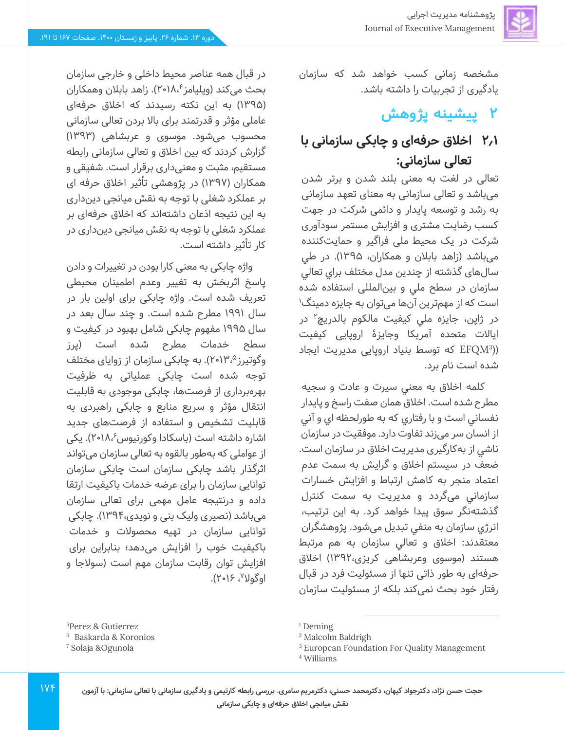مشخصه زمانی کسب خواهد شد که سازمان یادگیری از تجربیات را داشته باشد.

## ۲ پیشینه پژوهش

### ۲٫۱ اخلاق حرفه‌ای و چابکی سازمانی با تعالی سازمانی:

تعالی در لغت به معنی بلند شدن و برتر شدن می‌باشد و تعالی سازمانی به معنای تعهد سازمانی به رشد و توسعه پایدار و دائمی شرکت در جهت کسب رضایت مشتری و افزایش مستمر سودآوری شرکت در یک محیط ملی فراگیر و حمایت‌کننده می‌باشد (زاهد بابلان و همکاران، ۱۳۹۵). در طي سال‌های گذشته از چندین مدل مختلف براي تعالي سازمان در سطح ملي و بین‌المللی استفاده شده است که از مهم‌ترین آن‌ها می‌توان به جایزه دمینگ[1] در ژاپن، جایزه ملي کیفیت مالکوم بالدریج[2] در ایالات متحده آمریکا وجایزهٔ اروپایی کیفیت (EFQM[3]) که توسط بنیاد اروپایی مدیریت ایجاد شده است نام برد.

کلمه اخلاق به معني سيرت و عادت و سجيه مطرح شده است. اخلاق همان صفت راسخ و پايدار نفساني است و با رفتاري كه به طورلحظه اي و آني از انسان سر می‌زند تفاوت دارد. موفقيت در سازمان ناشي از به‌کارگیری مديريت اخلاق در سازمان است. ضعف در سيستم اخلاق و گرايش به سمت عدم اعتماد منجر به كاهش ارتباط و افزايش خسارات سازماني می‌گردد و مديريت به سمت كنترل گذشته‌نگر سوق پيدا خواهد كرد. به اين ترتيب، انرژي سازمان به منفي تبديل می‌شود. پژوهشگران معتقدند: اخلاق و تعالي سازمان به هم مرتبط هستند (موسوی وعربشاهی کریزی،۱۳۹۲) اخلاق حرفه‌ای به طور ذاتی تنها از مسئولیت فرد در قبال رفتار خود بحث نمی‌کند بلکه از مسئولیت سازمان در قبال همه عناصر محیط داخلی و خارجی سازمان بحث می‌کند (ویلیامز[4]،۲۰۱۸). زاهد بابلان وهمکاران (۱۳۹۵) به این نکته رسیدند که اخلاق حرفه‌ای عاملی مؤثر و قدرتمند برای بالا بردن تعالی سازمانی محسوب می‌شود. موسوی و عربشاهی (۱۳۹۳) گزارش کردند که بین اخلاق و تعالی سازمانی رابطه مستقیم، مثبت و معنی‌داری برقرار است. شفیقی و همکاران (۱۳۹۷) در پژوهشی تأثیر اخلاق حرفه ای بر عملکرد شغلی با توجه به نقش میانجی دین‌داری به این نتیجه اذعان داشته‌اند که اخلاق حرفه‌ای بر عملکرد شغلی با توجه به نقش میانجی دین‌داری در کار تأثیر داشته است.

واژه چابکی به معنی کارا بودن در تغییرات و دادن پاسخ اثربخش به تغییر وعدم اطمینان محیطی تعریف شده است. واژه چابکی برای اولین بار در سال ۱۹۹۱ مطرح شده است. و چند سال بعد در سال ۱۹۹۵ مفهوم چابکی شامل بهبود در کیفیت و سطح خدمات مطرح شده است (پرز وگوتیرز[5]،۲۰۱۳). به چابکی سازمان از زوایای مختلف توجه شده است چابکی عملیاتی به ظرفیت بهره‌برداری از فرصت‌ها، چابکی موجودی به قابلیت انتقال مؤثر و سریع منابع و چابکی راهبردی به قابلیت تشخیص و استفاده از فرصت‌های جدید اشاره داشته است (باسکادا وکورنیوس[6]،۲۰۱۸). یکی از عواملی که به‌طور بالقوه به تعالی سازمان می‌تواند اثرگذار باشد چابکی سازمان است چابکی سازمان توانایی سازمان را برای عرضه خدمات باکیفیت ارتقا داده و درنتیجه عامل مهمی برای تعالی سازمان می‌باشد (نصیری ولیک بنی و نویدی،۱۳۹۴). چابکی توانایی سازمان در تهیه محصولات و خدمات باکیفیت خوب را افزایش می‌دهد؛ بنابراین برای افزایش توان رقابت سازمان مهم است (سولاجا و اوگولا[7]، ۲۰۱۶).

---

[1] Deming
[2] Malcolm Baldrigh
[3] European Foundation For Quality Management
[4] Williams
[5] Perez & Gutierrez
[6] Baskarda & Koronios
[7] Solaja &Ogunola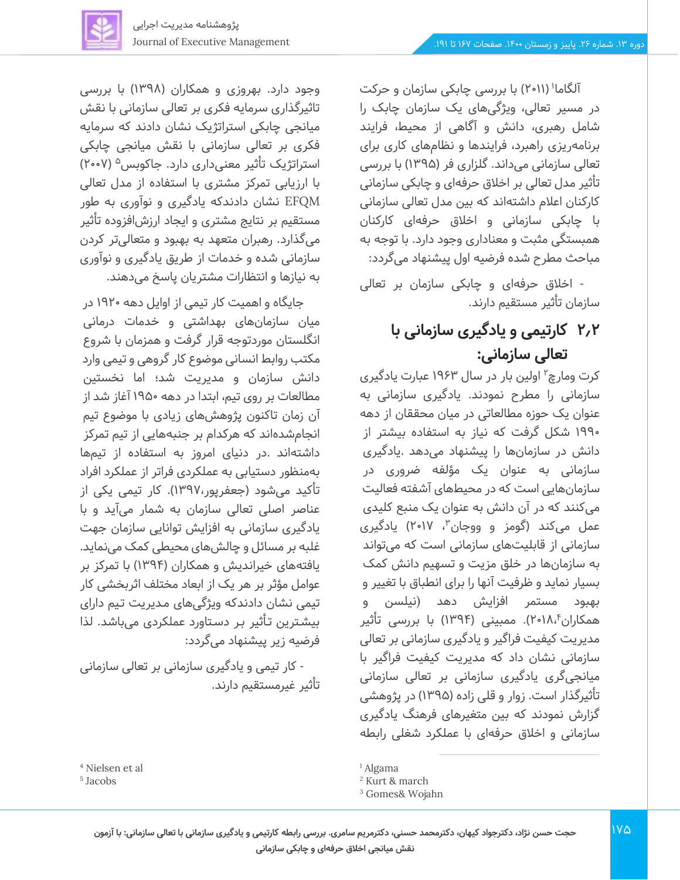آلگاما[1] (۲۰۱۱) با بررسی چابکی سازمان و حرکت در مسیر تعالی، ویژگی‌های یک سازمان چابک را شامل رهبری، دانش و آگاهی از محیط، فرایند برنامه‌ریزی راهبرد، فرایندها و نظام‌های کاری برای تعالی سازمانی می‌داند. گلزاری فر (۱۳۹۵) با بررسی تأثیر مدل تعالی بر اخلاق حرفه‌ای و چابکی سازمانی کارکنان اعلام داشته‌اند که بین مدل تعالی سازمانی با چابکی سازمانی و اخلاق حرفه‌ای کارکنان همبستگی مثبت و معناداری وجود دارد. با توجه به مباحث مطرح شده فرضیه اول پیشنهاد می‌گردد:

- اخلاق حرفه‌ای و چابکی سازمان بر تعالی سازمان تأثیر مستقیم دارند.

## ۲،۲ کارتیمی و یادگیری سازمانی با تعالی سازمانی:

کرت ومارچ[2] اولین بار در سال ۱۹۶۳ عبارت یادگیری سازمانی را مطرح نمودند. یادگیری سازمانی به عنوان یک حوزه مطالعاتی در میان محققان از دهه ۱۹۹۰ شکل گرفت که نیاز به استفاده بیشتر از دانش در سازمان‌ها را پیشنهاد می‌دهد .یادگیری سازمانی به عنوان یک مؤلفه ضروری در سازمان‌هایی است که در محیطهای آشفته فعالیت می‌کنند که در آن دانش به عنوان یک منبع کلیدی عمل می‌کند (گومز و ووجان[3]، ۲۰۱۷) یادگیری سازمانی از قابلیت‌های سازمانی است که می‌تواند به سازمان‌ها در خلق مزیت و تسهیم دانش کمک بسیار نماید و ظرفیت آنها را برای انطباق با تغییر و بهبود مستمر افزایش دهد (نیلسن و همکاران[4]،۲۰۱۸). ممبینی (۱۳۹۴) با بررسی تأثیر مدیریت کیفیت فراگیر و یادگیری سازمانی بر تعالی سازمانی نشان داد که مدیریت کیفیت فراگیر با میانجی‌گری یادگیری سازمانی بر تعالی سازمانی تأثیرگذار است. زوار و قلی زاده (۱۳۹۵) در پژوهشی گزارش نمودند که بین متغیرهای فرهنگ یادگیری سازمانی و اخلاق حرفه‌ای با عملکرد شغلی رابطه وجود دارد. بهروزی و همکاران (۱۳۹۸) با بررسی تاثیرگذاری سرمایه فکری بر تعالی سازمانی با نقش میانجی چابکی استراتژیک نشان دادند که سرمایه فکری بر تعالی سازمانی با نقش میانجی چابکی استراتژیک تأثیر معنی‌داری دارد. جاکوبس[5] (۲۰۰۷) با ارزیابی تمرکز مشتری با استفاده از مدل تعالی EFQM نشان دادندکه یادگیری و نوآوری به طور مستقیم بر نتایج مشتری و ایجاد ارزش‌افزوده تأثیر می‌گذارد. رهبران متعهد به بهبود و متعالی‌تر کردن سازمانی شده و خدمات از طریق یادگیری و نوآوری به نیازها و انتظارات مشتریان پاسخ می‌دهند.

جایگاه و اهمیت کار تیمی از اوایل دهه ۱۹۲۰ در میان سازمان‌های بهداشتی و خدمات درمانی انگلستان موردتوجه قرار گرفت و همزمان با شروع مکتب روابط انسانی موضوع کار گروهی و تیمی وارد دانش سازمان و مدیریت شد؛ اما نخستین مطالعات بر روی تیم، ابتدا در دهه ۱۹۵۰ آغاز شد از آن زمان تاکنون پژوهش‌های زیادی با موضوع تیم انجام‌شده‌اند که هرکدام بر جنبه‌هایی از تیم تمرکز داشته‌اند .در دنیای امروز به استفاده از تیم‌ها به‌منظور دستیابی به عملکردی فراتر از عملکرد افراد تأکید می‌شود (جعفرپور،۱۳۹۷). کار تیمی یکی از عناصر اصلی تعالی سازمان به شمار می‌آید و با یادگیری سازمانی به افزایش توانایی سازمان جهت غلبه بر مسائل و چالش‌های محیطی کمک می‌نماید. یافته‌های خیراندیش و همکاران (۱۳۹۴) با تمرکز بر عوامل مؤثر بر هر یک از ابعاد مختلف اثربخشی کار تیمی نشان دادندکه ویژگی‌های مدیریت تیم دارای بیشترین تأثیر بر دستاورد عملکردی می‌باشد. لذا فرضیه زیر پیشنهاد می‌گردد:

- کار تیمی و یادگیری سازمانی بر تعالی سازمانی تأثیر غیرمستقیم دارند.

---

[1] Algama
[2] Kurt & march
[3] Gomes& Wojahn
[4] Nielsen et al
[5] Jacobs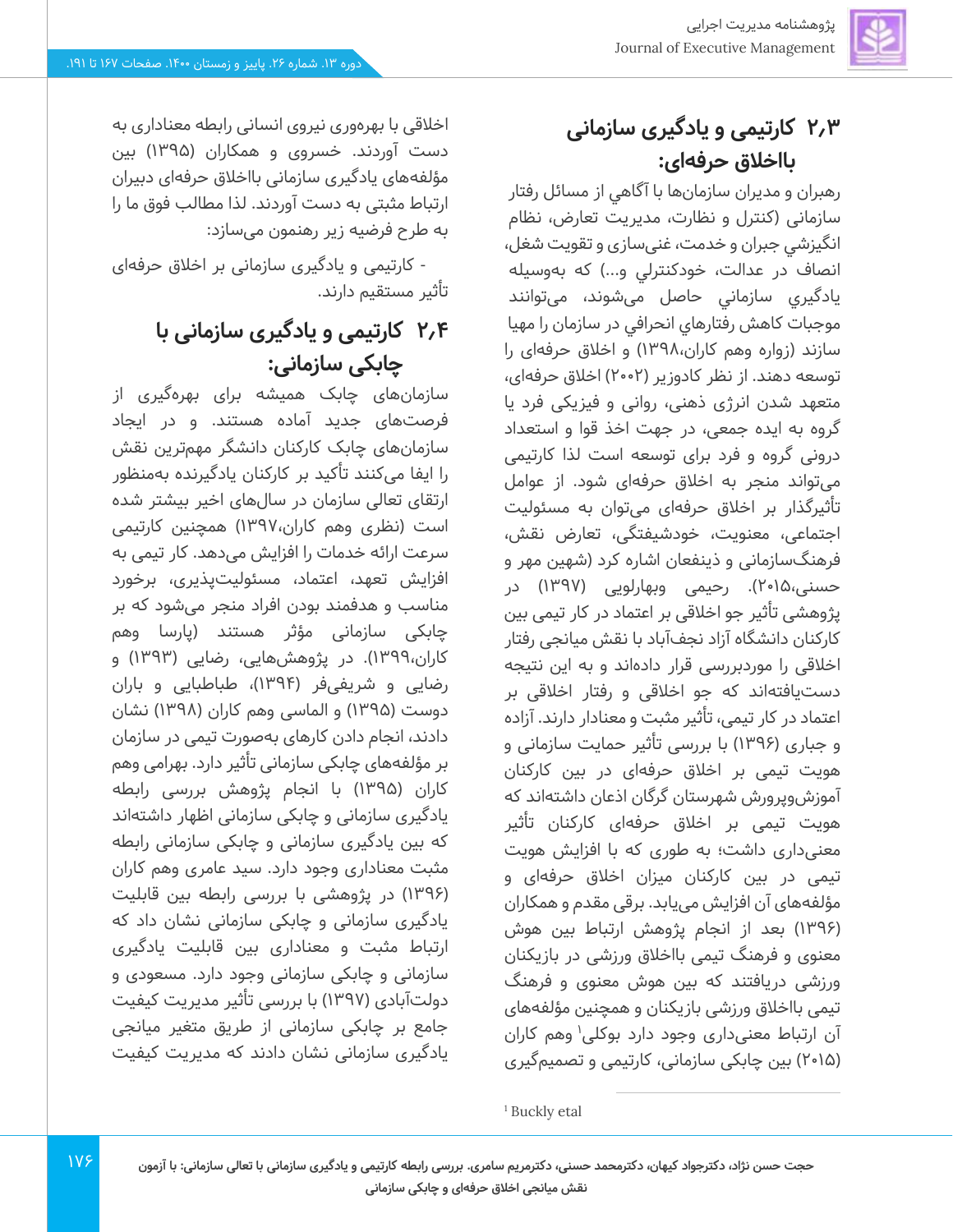## ۲٫۳ کارتیمی و یادگیری سازمانی بااخلاق حرفه‌ای:

رهبران و مديران سازمان‌ها با آگاهي از مسائل رفتار سازماني (کنترل و نظارت، مديريت تعارض، نظام انگيزشي جبران و خدمت، غنی‌سازی و تقويت شغل، انصاف در عدالت، خودکنترلي و...) که به‌وسيله يادگيري سازماني حاصل می‌شوند، می‌توانند موجبات کاهش رفتارهاي انحرافي در سازمان را مهيا سازند (زواره وهم کاران،۱۳۹۸) و اخلاق حرفه‌ای را توسعه دهند. از نظر کادوزیر (۲۰۰۲) اخلاق حرفه‌ای، متعهد شدن انرژی ذهنی، روانی و فیزیکی فرد یا گروه به ایده جمعی، در جهت اخذ قوا و استعداد درونی گروه و فرد برای توسعه است لذا کارتیمی می‌تواند منجر به اخلاق حرفه‌ای شود. از عوامل تأثیرگذار بر اخلاق حرفه‌ای می‌توان به مسئولیت اجتماعی، معنویت، خودشیفتگی، تعارض نقش، فرهنگ‌سازمانی و ذینفعان اشاره کرد (شهین مهر و حسنی،۲۰۱۵). رحیمی وبهارلویی (۱۳۹۷) در پژوهشی تأثیر جو اخلاقی بر اعتماد در کار تیمی بین کارکنان دانشگاه آزاد نجف‌آباد با نقش میانجی رفتار اخلاقی را موردبررسی قرار داده‌اند و به این نتیجه دست‌یافته‌اند که جو اخلاقی و رفتار اخلاقی بر اعتماد در کار تیمی، تأثیر مثبت و معنادار دارند. آزاده و جباری (۱۳۹۶) با بررسی تأثیر حمایت سازمانی و هویت تیمی بر اخلاق حرفه‌ای در بین کارکنان آموزش‌وپرورش شهرستان گرگان اذعان داشته‌اند که هویت تیمی بر اخلاق حرفه‌ای کارکنان تأثیر معنی‌داری داشت؛ به طوری که با افزایش هویت تیمی در بین کارکنان میزان اخلاق حرفه‌ای و مؤلفه‌های آن افزایش می‌یابد. برقی مقدم و همکاران (۱۳۹۶) بعد از انجام پژوهش ارتباط بین هوش معنوی و فرهنگ تیمی بااخلاق ورزشی در بازیکنان ورزشی دریافتند که بین هوش معنوی و فرهنگ تیمی بااخلاق ورزشی بازیکنان و همچنین مؤلفه‌های آن ارتباط معنی‌داری وجود دارد بوکلی[1] وهم کاران (۲۰۱۵) بین چابکی سازمانی، کارتیمی و تصمیم‌گیری اخلاقی با بهره‌وری نیروی انسانی رابطه معناداری به دست آوردند. خسروی و همکاران (۱۳۹۵) بین مؤلفه‌های یادگیری سازمانی بااخلاق حرفه‌ای دبیران ارتباط مثبتی به دست آوردند. لذا مطالب فوق ما را به طرح فرضیه زیر رهنمون می‌سازد:

- کارتیمی و یادگیری سازمانی بر اخلاق حرفه‌ای تأثیر مستقیم دارند.

## ۲٫۴ کارتیمی و یادگیری سازمانی با چابکی سازمانی:

سازمان‌های چابک همیشه برای بهره‌گیری از فرصت‌های جدید آماده هستند. و در ایجاد سازمان‌های چابک کارکنان دانشگر مهم‌ترین نقش را ایفا می‌کنند تأکید بر کارکنان یادگیرنده به‌منظور ارتقای تعالی سازمان در سال‌های اخیر بیشتر شده است (نظری وهم کاران،۱۳۹۷) همچنین کارتیمی سرعت ارائه خدمات را افزایش می‌دهد. کار تیمی به افزایش تعهد، اعتماد، مسئولیت‌پذیری، برخورد مناسب و هدفمند بودن افراد منجر می‌شود که بر چابکی سازمانی مؤثر هستند (پارسا وهم کاران،۱۳۹۹). در پژوهش‌هایی، رضایی (۱۳۹۳) و رضایی و شریفی‌فر (۱۳۹۴)، طباطبایی و باران دوست (۱۳۹۵) و الماسی وهم کاران (۱۳۹۸) نشان دادند، انجام دادن کارهای به‌صورت تیمی در سازمان بر مؤلفه‌های چابکی سازمانی تأثیر دارد. بهرامی وهم کاران (۱۳۹۵) با انجام پژوهش بررسی رابطه یادگیری سازمانی و چابکی سازمانی اظهار داشته‌اند که بین یادگیری سازمانی و چابکی سازمانی رابطه مثبت معناداری وجود دارد. سید عامری وهم کاران (۱۳۹۶) در پژوهشی با بررسی رابطه بین قابلیت یادگیری سازمانی و چابکی سازمانی نشان داد که ارتباط مثبت و معناداری بین قابلیت یادگیری سازمانی و چابکی سازمانی وجود دارد. مسعودی و دولت‌آبادی (۱۳۹۷) با بررسی تأثیر مدیریت کیفیت جامع بر چابکی سازمانی از طریق متغیر میانجی یادگیری سازمانی نشان دادند که مدیریت کیفیت

[1] Buckly etal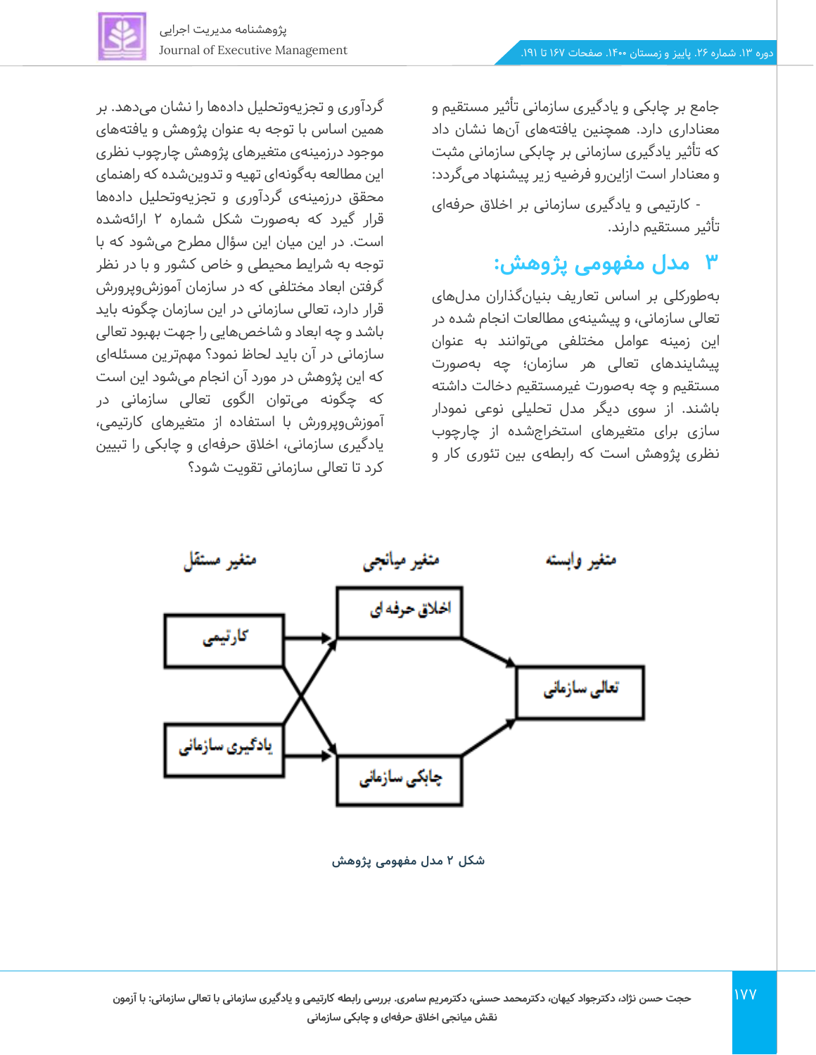جامع بر چابکی و یادگیری سازمانی تأثیر مستقیم و معناداری دارد. همچنین یافته‌های آن‌ها نشان داد که تأثیر یادگیری سازمانی بر چابکی سازمانی مثبت و معنادار است ازاین‌رو فرضیه زیر پیشنهاد می‌گردد:

- کارتیمی و یادگیری سازمانی بر اخلاق حرفه‌ای تأثیر مستقیم دارند.

## ۳ مدل مفهومی پژوهش:

به‌طورکلی بر اساس تعاریف بنیان‌گذاران مدل‌های تعالی سازمانی، و پیشینه‌ی مطالعات انجام شده در این زمینه عوامل مختلفی می‌توانند به عنوان پیشایندهای تعالی هر سازمان؛ چه به‌صورت مستقیم و چه به‌صورت غیرمستقیم دخالت داشته باشند. از سوی دیگر مدل تحلیلی نوعی نمودار سازی برای متغیرهای استخراج‌شده از چارچوب نظری پژوهش است که رابطه‌ی بین تئوری کار و گردآوری و تجزیه‌وتحلیل داده‌ها را نشان می‌دهد. بر همین اساس با توجه به عنوان پژوهش و یافته‌های موجود درزمینه‌ی متغیرهای پژوهش چارچوب نظری این مطالعه به‌گونه‌ای تهیه و تدوین‌شده که راهنمای محقق درزمینه‌ی گردآوری و تجزیه‌وتحلیل داده‌ها قرار گیرد که به‌صورت شکل شماره ۲ ارائه‌شده است. در این میان این سؤال مطرح می‌شود که با توجه به شرایط محیطی و خاص کشور و با در نظر گرفتن ابعاد مختلفی که در سازمان آموزش‌وپرورش قرار دارد، تعالی سازمانی در این سازمان چگونه باید باشد و چه ابعاد و شاخص‌هایی را جهت بهبود تعالی سازمانی در آن باید لحاظ نمود؟ مهم‌ترین مسئله‌ای که این پژوهش در مورد آن انجام می‌شود این است که چگونه می‌توان الگوی تعالی سازمانی در آموزش‌وپرورش با استفاده از متغیرهای کارتیمی، یادگیری سازمانی، اخلاق حرفه‌ای و چابکی را تبیین کرد تا تعالی سازمانی تقویت شود؟

| متغیر مستقل | متغیر میانجی | متغیر وابسته |
|---|---|---|
| کارتیمی | اخلاق حرفه ای | تعالی سازمانی |
| یادگیری سازمانی | چابکی سازمانی | |

شکل ۲ مدل مفهومی پژوهش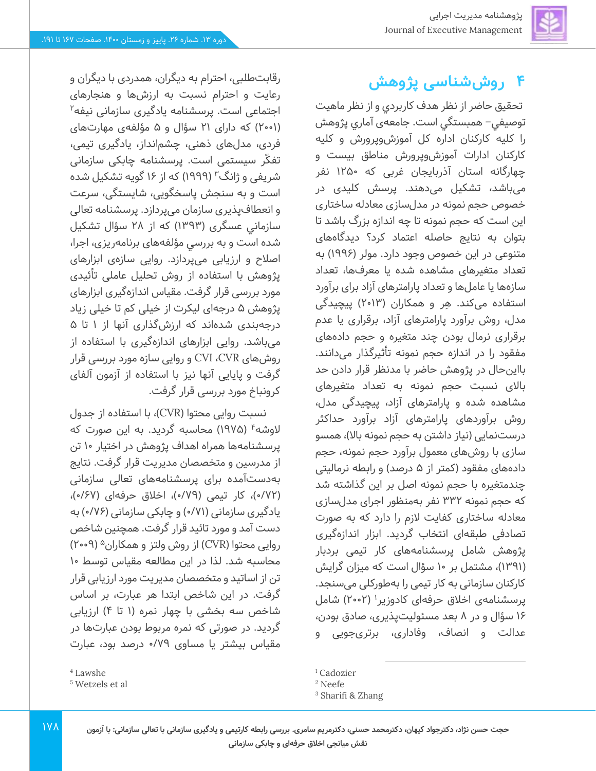## ۴ روش‌شناسی پژوهش

تحقیق حاضر از نظر هدف كاربردي و از نظر ماهيت توصيفي- همبستگي است. جامعه‌ی آماري پژوهش را كليه كاركنان اداره كل آموزش‌وپرورش و کلیه کارکنان ادارات آموزش‌وپرورش مناطق بیست و چهارگانه استان آذربایجان غربی که ۱۲۵۰ نفر می‌باشد، تشکیل می‌دهند. پرسش کلیدی در خصوص حجم نمونه در مدل‌سازی معادله ساختاری این است که حجم نمونه تا چه اندازه بزرگ باشد تا بتوان به نتایج حاصله اعتماد کرد؟ دیدگاه‌های متنوعی در این خصوص وجود دارد. مولر (۱۹۹۶) به تعداد متغیرهای مشاهده شده یا معرف‌ها، تعداد سازه‌ها یا عامل‌ها و تعداد پارامترهای آزاد برای برآورد استفاده می‌کند. هِر و همکاران (۲۰۱۳) پیچیدگی مدل، روش برآورد پارامترهای آزاد، برقراری یا عدم برقراری نرمال بودن چند متغیره و حجم داده‌های مفقود را در اندازه حجم نمونه تأثیرگذار می‌دانند. بااین‌حال در پژوهش حاضر با مدنظر قرار دادن حد بالای نسبت حجم نمونه به تعداد متغیرهای مشاهده شده و پارامترهای آزاد، پیچیدگی مدل، روش برآوردهای پارامترهای آزاد برآورد حداکثر درست‌نمایی (نیاز داشتن به حجم نمونه بالا)، همسو سازی با روش‌های معمول برآورد حجم نمونه، حجم داده‌ای مفقود (کمتر از ۵ درصد) و رابطه نرمالیتی چندمتغیره با حجم نمونه اصل بر این گذاشته شد که حجم نمونه ۳۳۲ نفر به‌منظور اجرای مدل‌سازی معادله ساختاری کفایت لازم را دارد که به صورت تصادفی طبقه‌ای انتخاب گردید. ابزار اندازه‌گیری پژوهش شامل پرسشنامه‌های کار تیمی بردبار (۱۳۹۱)، مشتمل بر ۱۰ سؤال است که میزان گرایش کارکنان سازمانی به کار تیمی را به‌طورکلی می‌سنجد. پرسشنامه‌ی اخلاق حرفه‌ای کادوزیر[1] (۲۰۰۲) شامل ۱۶ سؤال و در ۸ بعد مسئولیت‌پذیری، صادق بودن، عدالت و انصاف، وفاداری، برتری‌جویی و رقابت‌طلبی، احترام به دیگران، همدردی با دیگران و رعایت و احترام نسبت به ارزش‌ها و هنجارهای اجتماعی است. پرسشنامه یادگیری سازمانی نیفه[2] (۲۰۰۱) که دارای ۲۱ سؤال و ۵ مؤلفه‌ی مهارت‌های فردی، مدل‌های ذهنی، چشم‌انداز، یادگیری تیمی، تفکّر سیستمی است. پرسشنامه چابکی سازمانی شریفی و ژانگ[3] (۱۹۹۹) که از ۱۶ گویه تشکیل شده است و به سنجش پاسخگویی، شایستگی، سرعت و انعطاف‌پذیری سازمان می‌پردازد. پرسشنامه تعالی سازماني عسگری (۱۳۹۳) که از ۲۸ سؤال تشکیل شده است و به بررسي مؤلفه‌های برنامه‌ریزی، اجرا، اصلاح و ارزیابی می‌پردازد. روایی سازه‌ی ابزارهای پژوهش با استفاده از روش تحلیل عاملی تأئیدی مورد بررسی قرار گرفت. مقیاس اندازه‌گیری ابزارهای پژوهش ۵ درجه‌ای لیکرت از خیلی کم تا خیلی زیاد درجه‌بندی شده‌اند که ارزش‌گذاری آنها از ۱ تا ۵ می‌باشد. روایی ابزارهای اندازه‌گیری با استفاده از روش‌های CVR، CVI و روایی سازه مورد بررسی قرار گرفت و پایایی آنها نیز با استفاده از آزمون آلفای کرونباخ مورد بررسی قرار گرفت.

نسبت روایی محتوا (CVR)، با استفاده از جدول لاوشه[4] (۱۹۷۵) محاسبه گردید. به این صورت که پرسشنامه‌ها همراه اهداف پژوهش در اختیار ۱۰ تن از مدرسین و متخصصان مدیریت قرار گرفت. نتایج به‌دست‌آمده برای پرسشنامه‌های تعالی سازمانی (۰/۷۲)، کار تیمی (۰/۷۹)، اخلاق حرفه‌ای (۰/۶۷)، یادگیری سازمانی (۰/۷۱) و چابکی سازمانی (۰/۷۶) به دست آمد و مورد تائید قرار گرفت. همچنین شاخص روایی محتوا (CVR) از روش ولتز و همکاران[5] (۲۰۰۹) محاسبه شد. لذا در این مطالعه مقیاس توسط ۱۰ تن از اساتید و متخصصان مدیریت مورد ارزیابی قرار گرفت. در این شاخص ابتدا هر عبارت، بر اساس شاخص سه بخشی با چهار نمره (۱ تا ۴) ارزیابی گردید. در صورتی که نمره مربوط بودن عبارت‌ها در مقیاس بیشتر یا مساوی ۰/۷۹ درصد بود، عبارت

[1] Cadozier
[2] Neefe
[3] Sharifi & Zhang
[4] Lawshe
[5] Wetzels et al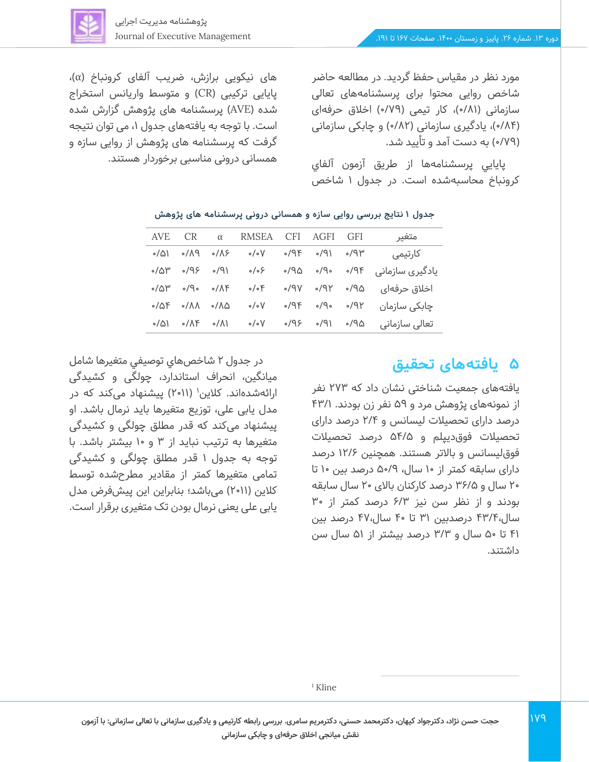مورد نظر در مقیاس حفظ گردید. در مطالعه حاضر شاخص روایی محتوا برای پرسشنامه‌های تعالی سازمانی (۰/۸۱)، کار تیمی (۰/۷۹) اخلاق حرفه‌ای (۰/۸۴)، یادگیری سازمانی (۰/۸۲) و چابکی سازمانی (۰/۷۹) به دست آمد و تأیید شد.

پایایی پرسشنامه‌ها از طریق آزمون آلفای کرونباخ محاسبه‌شده است. در جدول ۱ شاخص های نیکویی برازش، ضریب آلفای کرونباخ (α)، پایایی ترکیبی (CR) و متوسط واریانس استخراج شده (AVE) پرسشنامه های پژوهش گزارش شده است. با توجه به یافته‌های جدول ۱، می توان نتیجه گرفت که پرسشنامه های پژوهش از روایی سازه و همسانی درونی مناسبی برخوردار هستند.

**جدول ۱ نتایج بررسی روایی سازه و همسانی درونی پرسشنامه های پژوهش**

| متغیر | GFI | AGFI | CFI | RMSEA | α | CR | AVE |
|---|---|---|---|---|---|---|---|
| کارتیمی | ۰/۹۳ | ۰/۹۱ | ۰/۹۴ | ۰/۰۷ | ۰/۸۶ | ۰/۸۹ | ۰/۵۱ |
| یادگیری سازمانی | ۰/۹۴ | ۰/۹۰ | ۰/۹۵ | ۰/۰۶ | ۰/۹۱ | ۰/۹۶ | ۰/۵۳ |
| اخلاق حرفه‌ای | ۰/۹۵ | ۰/۹۲ | ۰/۹۷ | ۰/۰۴ | ۰/۸۴ | ۰/۹۰ | ۰/۵۳ |
| چابکی سازمان | ۰/۹۲ | ۰/۹۰ | ۰/۹۴ | ۰/۰۷ | ۰/۸۵ | ۰/۸۸ | ۰/۵۴ |
| تعالی سازمانی | ۰/۹۵ | ۰/۹۱ | ۰/۹۶ | ۰/۰۷ | ۰/۸۱ | ۰/۸۴ | ۰/۵۱ |

## ۵ یافته‌های تحقیق

یافته‌های جمعیت شناختی نشان داد که ۲۷۳ نفر از نمونه‌های پژوهش مرد و ۵۹ نفر زن بودند. ۴۳/۱ درصد دارای تحصیلات لیسانس و ۲/۴ درصد دارای تحصیلات فوق‌دیپلم و ۵۴/۵ درصد تحصیلات فوق‌لیسانس و بالاتر هستند. همچنین ۱۲/۶ درصد دارای سابقه کمتر از ۱۰ سال، ۵۰/۹ درصد بین ۱۰ تا ۲۰ سال و ۳۶/۵ درصد کارکنان بالای ۲۰ سال سابقه بودند و از نظر سن نیز ۶/۳ درصد کمتر از ۳۰ سال،۴۳/۴ درصدبین ۳۱ تا ۴۰ سال،۴۷ درصد بین ۴۱ تا ۵۰ سال و ۳/۳ درصد بیشتر از ۵۱ سال سن داشتند.

در جدول ۲ شاخص‌هاي توصيفي متغيرها شامل ميانگين، انحراف استاندارد، چولگی و كشيدگی ارائه‌شده‌اند. کلاین[1] (۲۰۱۱) پیشنهاد می‌کند که در مدل یابی علی، توزیع متغیرها باید نرمال باشد. او پیشنهاد می‌کند که قدر مطلق چولگی و کشیدگی متغیرها نباید به ترتیب از ۳ و ۱۰ بیشتر باشد. با توجه به جدول ۱ قدر مطلق چولگی و کشیدگی تمامی متغیرها کمتر از مقادیر مطرح‌شده توسط کلاین (۲۰۱۱) می‌باشد؛ بنابراین این پیش‌فرض مدل یابی علی یعنی نرمال بودن تک متغیری برقرار است.

---

[1] Kline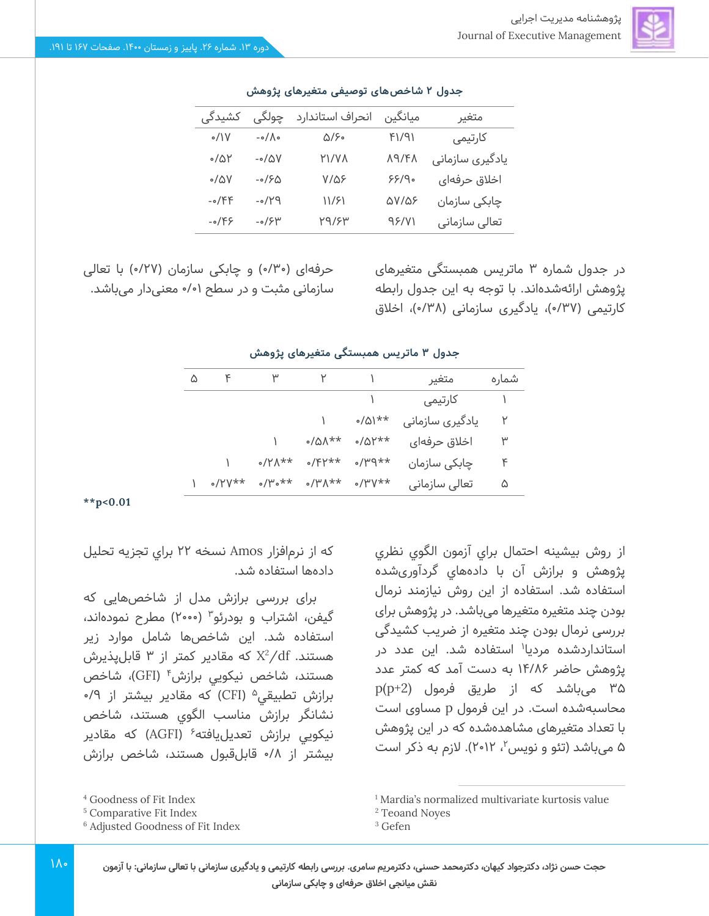**جدول ۲ شاخص‌های توصیفی متغیرهای پژوهش**

| متغیر | میانگین | انحراف استاندارد | چولگی | کشیدگی |
|---|---|---|---|---|
| کارتیمی | ۴۱/۹۱ | ۵/۶۰ | -۰/۸۰ | ۰/۱۷ |
| یادگیری سازمانی | ۸۹/۴۸ | ۲۱/۷۸ | -۰/۵۷ | ۰/۵۲ |
| اخلاق حرفه‌ای | ۶۶/۹۰ | ۷/۵۶ | -۰/۶۵ | ۰/۵۷ |
| چابکی سازمان | ۵۷/۵۶ | ۱۱/۶۱ | -۰/۲۹ | -۰/۴۴ |
| تعالی سازمانی | ۹۶/۷۱ | ۲۹/۶۳ | -۰/۶۳ | -۰/۴۶ |

در جدول شماره ۳ ماتریس همبستگی متغیرهای پژوهش ارائه‌شده‌اند. با توجه به این جدول رابطه کارتیمی (۰/۳۷)، یادگیری سازمانی (۰/۳۸)، اخلاق حرفه‌ای (۰/۳۰) و چابکی سازمان (۰/۲۷) با تعالی سازمانی مثبت و در سطح ۰/۰۱ معنی‌دار می‌باشد.

**جدول ۳ ماتریس همبستگی متغیرهای پژوهش**

| شماره | متغیر | ۱ | ۲ | ۳ | ۴ | ۵ |
|---|---|---|---|---|---|---|
| ۱ | کارتیمی | ۱ | | | | |
| ۲ | یادگیری سازمانی | \*\*۰/۵۱ | ۱ | | | |
| ۳ | اخلاق حرفه‌ای | \*\*۰/۵۲ | \*\*۰/۵۸ | ۱ | | |
| ۴ | چابکی سازمان | \*\*۰/۳۹ | \*\*۰/۴۲ | \*\*۰/۲۸ | ۱ | |
| ۵ | تعالی سازمانی | \*\*۰/۳۷ | \*\*۰/۳۸ | \*\*۰/۳۰ | \*\*۰/۲۷ | ۱ |

**$^{**}p<0.01$**

از روش بیشینه احتمال برای آزمون الگوی نظری پژوهش و برازش آن با داده‌های گردآوری‌شده استفاده شد. استفاده از این روش نیازمند نرمال بودن چند متغیره متغیرها می‌باشد. در پژوهش برای بررسی نرمال بودن چند متغیره از ضریب کشیدگی استانداردشده مردیا[1] استفاده شد. این عدد در پژوهش حاضر ۱۴/۸۶ به دست آمد که کمتر عدد ۳۵ می‌باشد که از طریق فرمول $p(p+2)$ محاسبه‌شده است. در این فرمول p مساوی است با تعداد متغیرهای مشاهده‌شده که در این پژوهش ۵ می‌باشد (تئو و نویس[2]، ۲۰۱۲). لازم به ذکر است که از نرم‌افزار Amos نسخه ۲۲ برای تجزیه تحلیل داده‌ها استفاده شد.

برای بررسی برازش مدل از شاخص‌هایی که گیفن، اشتراب و بودرئو[3] (۲۰۰۰) مطرح نموده‌اند، استفاده شد. این شاخص‌ها شامل موارد زیر هستند. $X^2/df$ که مقادیر کمتر از ۳ قابل‌پذیرش هستند، شاخص نیکویی برازش[4] (GFI)، شاخص برازش تطبیقی[5] (CFI) که مقادیر بیشتر از ۰/۹ نشانگر برازش مناسب الگوی هستند، شاخص نیکویی برازش تعدیل‌یافته[6] (AGFI) که مقادیر بیشتر از ۰/۸ قابل‌قبول هستند، شاخص برازش

[1] Mardia's normalized multivariate kurtosis value
[2] Teoand Noyes
[3] Gefen
[4] Goodness of Fit Index
[5] Comparative Fit Index
[6] Adjusted Goodness of Fit Index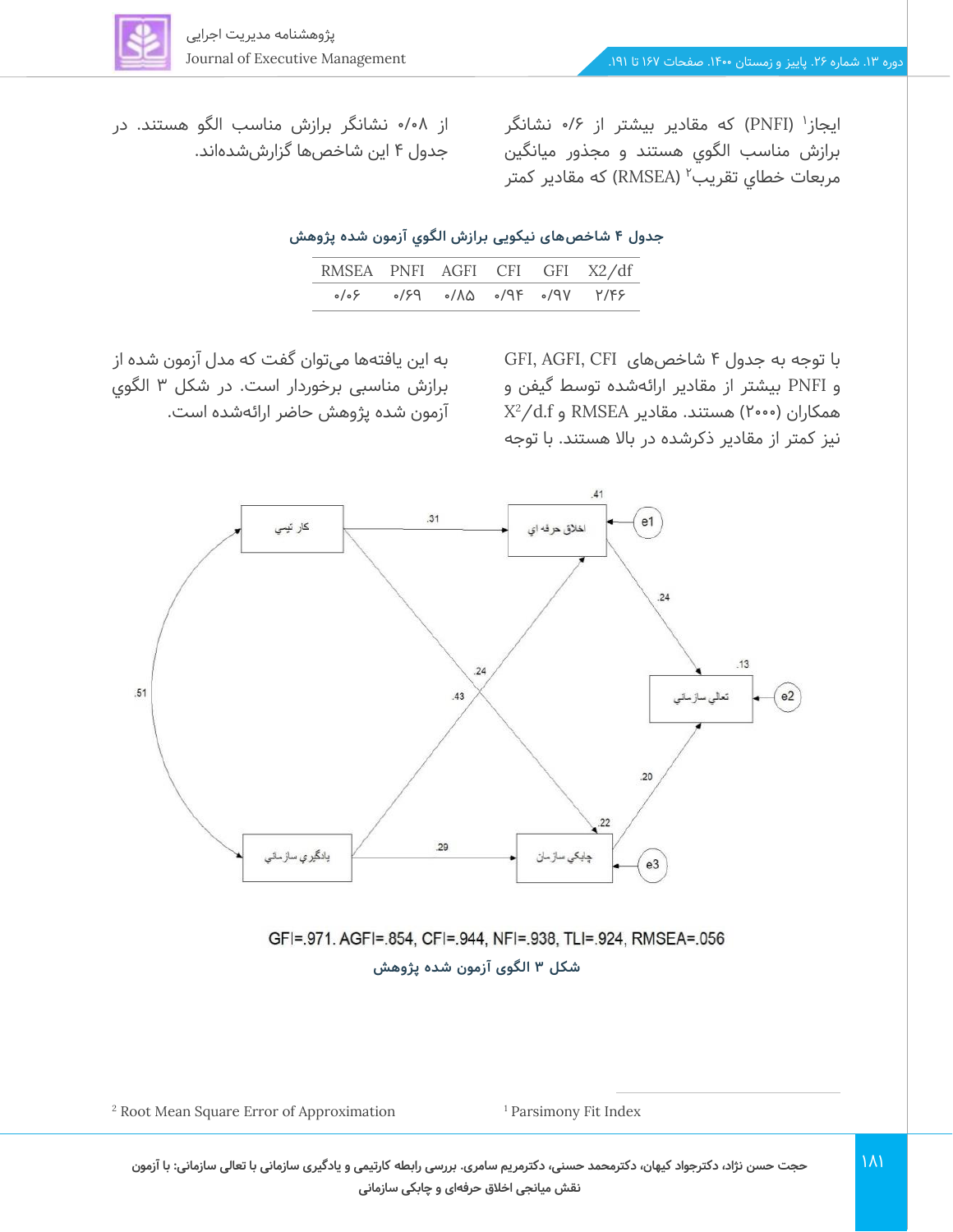ایجاز[1] (PNFI) که مقادیر بیشتر از ۰/۶ نشانگر برازش مناسب الگوی هستند و مجذور میانگین مربعات خطاي تقریب[2] (RMSEA) که مقادیر کمتر از ۰/۰۸ نشانگر برازش مناسب الگو هستند. در جدول ۴ این شاخص‌ها گزارش‌شده‌اند.

**جدول ۴ شاخص‌های نیکویی برازش الگوي آزمون شده پژوهش**

| RMSEA | PNFI | AGFI | CFI | GFI | X2/df |
|---|---|---|---|---|---|
| ۰/۰۶ | ۰/۶۹ | ۰/۸۵ | ۰/۹۴ | ۰/۹۷ | ۲/۴۶ |

با توجه به جدول ۴ شاخص‌های GFI, AGFI, CFI و PNFI بیشتر از مقادیر ارائه‌شده توسط گیفن و همکاران (۲۰۰۰) هستند. مقادیر RMSEA و $X^2/d.f$ نیز کمتر از مقادیر ذکرشده در بالا هستند. با توجه به این یافته‌ها می‌توان گفت که مدل آزمون شده از برازش مناسبی برخوردار است. در شکل ۳ الگوي آزمون شده پژوهش حاضر ارائه‌شده است.

GFI=.971. AGFI=.854, CFI=.944, NFI=.938, TLI=.924, RMSEA=.056

**شکل ۳ الگوی آزمون شده پژوهش**

[1] Parsimony Fit Index

[2] Root Mean Square Error of Approximation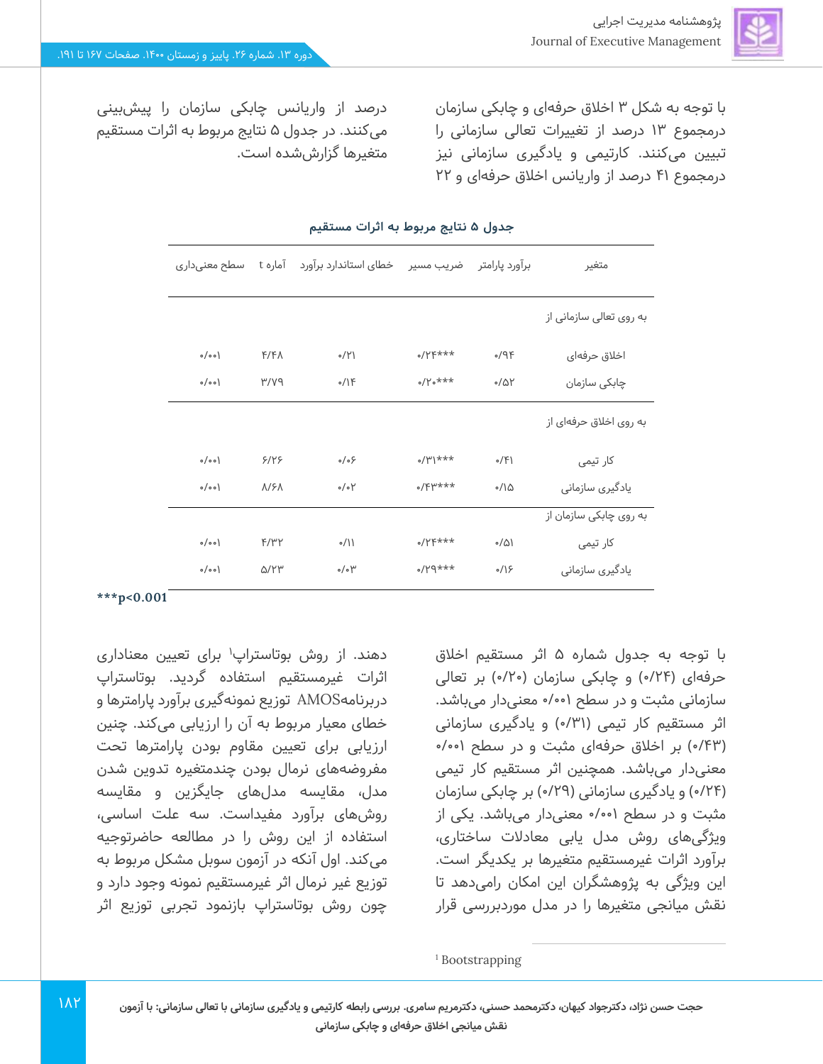با توجه به شکل ۳ اخلاق حرفه‌ای و چابکی سازمان درمجموع ۱۳ درصد از تغییرات تعالی سازمانی را تبیین می‌کنند. کارتیمی و یادگیری سازمانی نیز درمجموع ۴۱ درصد از واریانس اخلاق حرفه‌ای و ۲۲ درصد از واریانس چابکی سازمان را پیش‌بینی می‌کنند. در جدول ۵ نتایج مربوط به اثرات مستقیم متغیرها گزارش‌شده است.

**جدول ۵ نتایج مربوط به اثرات مستقیم**

| متغیر | برآورد پارامتر | ضریب مسیر | خطای استاندارد برآورد | آماره t | سطح معنی‌داری |
|---|---|---|---|---|---|
| به روی تعالی سازمانی از | | | | | |
| اخلاق حرفه‌ای | ۰/۹۴ | ***۰/۲۴ | ۰/۲۱ | ۴/۴۸ | ۰/۰۰۱ |
| چابکی سازمان | ۰/۵۲ | ***۰/۲۰ | ۰/۱۴ | ۳/۷۹ | ۰/۰۰۱ |
| به روی اخلاق حرفه‌ای از | | | | | |
| کار تیمی | ۰/۴۱ | ***۰/۳۱ | ۰/۰۶ | ۶/۲۶ | ۰/۰۰۱ |
| یادگیری سازمانی | ۰/۱۵ | ***۰/۴۳ | ۰/۰۲ | ۸/۶۸ | ۰/۰۰۱ |
| به روی چابکی سازمان از | | | | | |
| کار تیمی | ۰/۵۱ | ***۰/۲۴ | ۰/۱۱ | ۴/۳۲ | ۰/۰۰۱ |
| یادگیری سازمانی | ۰/۱۶ | ***۰/۲۹ | ۰/۰۳ | ۵/۲۳ | ۰/۰۰۱ |

***p<0.001

با توجه به جدول شماره ۵ اثر مستقیم اخلاق حرفه‌ای (۰/۲۴) و چابکی سازمان (۰/۲۰) بر تعالی سازمانی مثبت و در سطح ۰/۰۰۱ معنی‌دار می‌باشد. اثر مستقیم کار تیمی (۰/۳۱) و یادگیری سازمانی (۰/۴۳) بر اخلاق حرفه‌ای مثبت و در سطح ۰/۰۰۱ معنی‌دار می‌باشد. همچنین اثر مستقیم کار تیمی (۰/۲۴) و یادگیری سازمانی (۰/۲۹) بر چابکی سازمان مثبت و در سطح ۰/۰۰۱ معنی‌دار می‌باشد. یکی از ویژگی‌های روش مدل یابی معادلات ساختاری، برآورد اثرات غیرمستقیم متغیرها بر یکدیگر است. این ویژگی به پژوهشگران این امکان رامی‌دهد تا نقش میانجی متغیرها را در مدل موردبررسی قرار دهند. از روش بوتاسترپ[1] برای تعیین معناداری اثرات غیرمستقیم استفاده گردید. بوتاسترپ دربرنامهAMOS توزیع نمونه‌گیری برآورد پارامترها و خطای معیار مربوط به آن را ارزیابی می‌کند. چنین ارزیابی برای تعیین مقاوم بودن پارامترها تحت مفروضه‌های نرمال بودن چندمتغیره تدوین شدن مدل، مقایسه مدل‌های جایگزین و مقایسه روش‌های برآورد مفیداست. سه علت اساسی، استفاده از این روش را در مطالعه حاضرتوجیه می‌کند. اول آنکه در آزمون سوبل مشکل مربوط به توزیع غیر نرمال اثر غیرمستقیم نمونه وجود دارد و چون روش بوتاسترپ بازنمود تجربی توزیع اثر

[1] Bootstrapping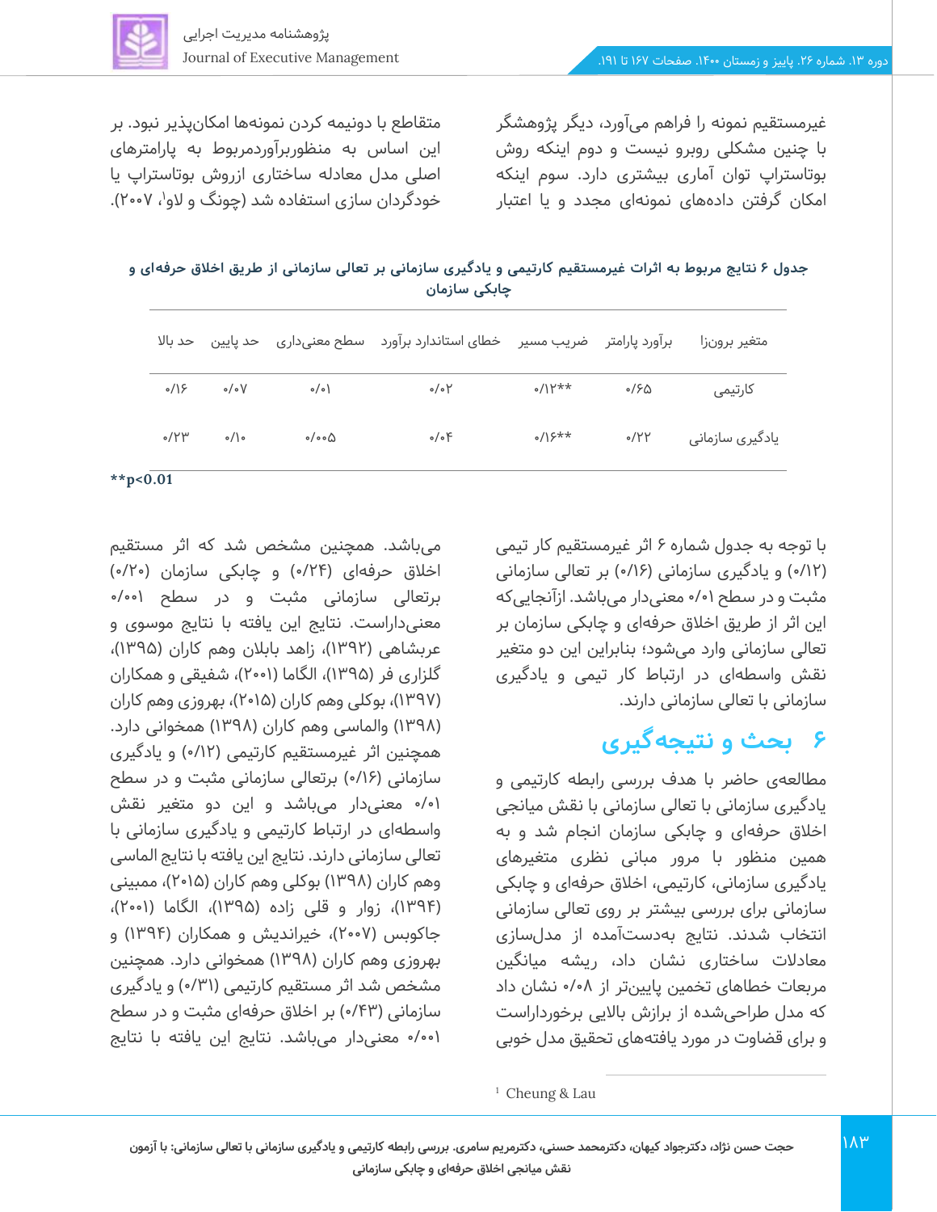غیرمستقیم نمونه را فراهم می‌آورد، دیگر پژوهشگر با چنین مشکلی روبرو نیست و دوم اینکه روش بوتاستراپ توان آماری بیشتری دارد. سوم اینکه امکان گرفتن داده‌های نمونه‌ای مجدد و یا اعتبار متقاطع با دونیمه کردن نمونه‌ها امکان‌پذیر نبود. بر این اساس به منظوربرآوردمربوط به پارامترهای اصلی مدل معادله ساختاری ازروش بوتاستراپ یا خودگردان سازی استفاده شد (چونگ و لاو[1]، ۲۰۰۷).

**جدول ۶ نتایج مربوط به اثرات غیرمستقیم کارتیمی و یادگیری سازمانی بر تعالی سازمانی از طریق اخلاق حرفه‌ای و چابکی سازمان**

| متغیر برونزا | برآورد پارامتر | ضریب مسیر | خطای استاندارد برآورد | سطح معنی‌داری | حد پایین | حد بالا |
|---|---|---|---|---|---|---|
| کارتیمی | ۰/۶۵ | \*\*۰/۱۲ | ۰/۰۲ | ۰/۰۱ | ۰/۰۷ | ۰/۱۶ |
| یادگیری سازمانی | ۰/۲۲ | \*\*۰/۱۶ | ۰/۰۴ | ۰/۰۰۵ | ۰/۱۰ | ۰/۲۳ |

**\*\*p<0.01**

با توجه به جدول شماره ۶ اثر غیرمستقیم کار تیمی (۰/۱۲) و یادگیری سازمانی (۰/۱۶) بر تعالی سازمانی مثبت و در سطح ۰/۰۱ معنی‌دار می‌باشد. ازآنجایی‌که این اثر از طریق اخلاق حرفه‌ای و چابکی سازمان بر تعالی سازمانی وارد می‌شود؛ بنابراین این دو متغیر نقش واسطه‌ای در ارتباط کار تیمی و یادگیری سازمانی با تعالی سازمانی دارند.

## ۶ بحث و نتیجه‌گیری

مطالعه‌ی حاضر با هدف بررسی رابطه کارتیمی و یادگیری سازمانی با تعالی سازمانی با نقش میانجی اخلاق حرفه‌ای و چابکی سازمان انجام شد و به همین منظور با مرور مبانی نظری متغیرهای یادگیری سازمانی، کارتیمی، اخلاق حرفه‌ای و چابکی سازمانی برای بررسی بیشتر بر روی تعالی سازمانی انتخاب شدند. نتایج به‌دست‌آمده از مدل‌سازی معادلات ساختاری نشان داد، ریشه میانگین مربعات خطاهای تخمین پایین‌تر از ۰/۰۸ نشان داد که مدل طراحی‌شده از برازش بالایی برخورداراست و برای قضاوت در مورد یافته‌های تحقیق مدل خوبی می‌باشد. همچنین مشخص شد که اثر مستقیم اخلاق حرفه‌ای (۰/۲۴) و چابکی سازمان (۰/۲۰) برتعالی سازمانی مثبت و در سطح ۰/۰۰۱ معنی‌داراست. نتایج این یافته با نتایج موسوی و عربشاهی (۱۳۹۲)، زاهد بابلان وهم کاران (۱۳۹۵)، گلزاری فر (۱۳۹۵)، الگاما (۲۰۰۱)، شفیقی و همکاران (۱۳۹۷)، بوکلی وهم کاران (۲۰۱۵)، بهروزی وهم کاران (۱۳۹۸) والماسی وهم کاران (۱۳۹۸) همخوانی دارد. همچنین اثر غیرمستقیم کارتیمی (۰/۱۲) و یادگیری سازمانی (۰/۱۶) برتعالی سازمانی مثبت و در سطح ۰/۰۱ معنی‌دار می‌باشد و این دو متغیر نقش واسطه‌ای در ارتباط کارتیمی و یادگیری سازمانی با تعالی سازمانی دارند. نتایج این یافته با نتایج الماسی وهم کاران (۱۳۹۸) بوکلی وهم کاران (۲۰۱۵)، ممبینی (۱۳۹۴)، زوار و قلی زاده (۱۳۹۵)، الگاما (۲۰۰۱)، جاکوبس (۲۰۰۷)، خیراندیش و همکاران (۱۳۹۴) و بهروزی وهم کاران (۱۳۹۸) همخوانی دارد. همچنین مشخص شد اثر مستقیم کارتیمی (۰/۳۱) و یادگیری سازمانی (۰/۴۳) بر اخلاق حرفه‌ای مثبت و در سطح ۰/۰۰۱ معنی‌دار می‌باشد. نتایج این یافته با نتایج

[1] Cheung & Lau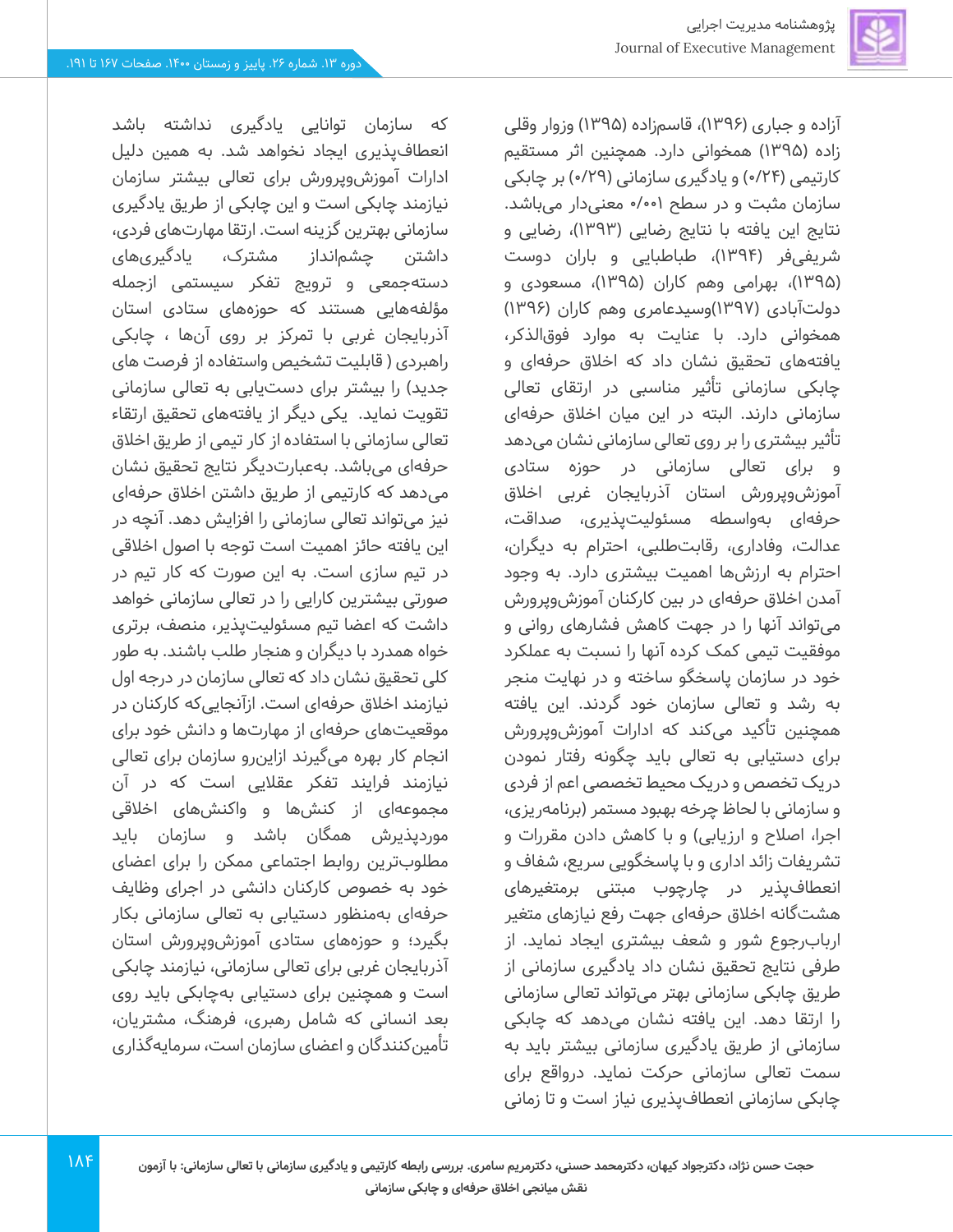آزاده و جباری (۱۳۹۶)، قاسم‌زاده (۱۳۹۵) وزوار وقلی زاده (۱۳۹۵) همخوانی دارد. همچنین اثر مستقیم کارتیمی (۰/۲۴) و یادگیری سازمانی (۰/۲۹) بر چابکی سازمان مثبت و در سطح ۰/۰۰۱ معنی‌دار می‌باشد. نتایج این یافته با نتایج رضایی (۱۳۹۳)، رضایی و شریفی‌فر (۱۳۹۴)، طباطبایی و باران دوست (۱۳۹۵)، بهرامی وهم کاران (۱۳۹۵)، مسعودی و دولت‌آبادی (۱۳۹۷)وسیدعامری وهم کاران (۱۳۹۶) همخوانی دارد. با عنایت به موارد فوق‌الذکر، یافته‌های تحقیق نشان داد که اخلاق حرفه‌ای و چابکی سازمانی تأثیر مناسبی در ارتقای تعالی سازمانی دارند. البته در این میان اخلاق حرفه‌ای تأثیر بیشتری را بر روی تعالی سازمانی نشان می‌دهد و برای تعالی سازمانی در حوزه ستادی آموزش‌وپرورش استان آذربایجان غربی اخلاق حرفه‌ای به‌واسطه مسئولیت‌پذیری، صداقت، عدالت، وفاداری، رقابت‌طلبی، احترام به دیگران، احترام به ارزش‌ها اهمیت بیشتری دارد. به وجود آمدن اخلاق حرفه‌ای در بین کارکنان آموزش‌وپرورش می‌تواند آنها را در جهت کاهش فشارهای روانی و موفقیت تیمی کمک کرده آنها را نسبت به عملکرد خود در سازمان پاسخگو ساخته و در نهایت منجر به رشد و تعالی سازمان خود گردند. این یافته همچنین تأکید می‌کند که ادارات آموزش‌وپرورش برای دستیابی به تعالی باید چگونه رفتار نمودن دریک تخصص و دریک محیط تخصصی اعم از فردی و سازمانی با لحاظ چرخه بهبود مستمر (برنامه‌ریزی، اجرا، اصلاح و ارزیابی) و با کاهش دادن مقررات و تشریفات زائد اداری و با پاسخگویی سریع، شفاف و انعطاف‌پذیر در چارچوب مبتنی برمتغیرهای هشت‌گانه اخلاق حرفه‌ای جهت رفع نیازهای متغیر ارباب‌رجوع شور و شعف بیشتری ایجاد نماید. از طرفی نتایج تحقیق نشان داد یادگیری سازمانی از طریق چابکی سازمانی بهتر می‌تواند تعالی سازمانی را ارتقا دهد. این یافته نشان می‌دهد که چابکی سازمانی از طریق یادگیری سازمانی بیشتر باید به سمت تعالی سازمانی حرکت نماید. درواقع برای چابکی سازمانی انعطاف‌پذیری نیاز است و تا زمانی که سازمان توانایی یادگیری نداشته باشد انعطاف‌پذیری ایجاد نخواهد شد. به همین دلیل ادارات آموزش‌وپرورش برای تعالی بیشتر سازمان نیازمند چابکی است و این چابکی از طریق یادگیری سازمانی بهترین گزینه است. ارتقا مهارت‌های فردی، داشتن چشم‌انداز مشترک، یادگیری‌های دسته‌جمعی و ترویج تفکر سیستمی ازجمله مؤلفه‌هایی هستند که حوزه‌های ستادی استان آذربایجان غربی با تمرکز بر روی آن‌ها ، چابکی راهبردی ( قابلیت تشخیص واستفاده از فرصت های جدید) را بیشتر برای دست‌یابی به تعالی سازمانی تقویت نماید. یکی دیگر از یافته‌های تحقیق ارتقاء تعالی سازمانی با استفاده از کار تیمی از طریق اخلاق حرفه‌ای می‌باشد. به‌عبارت‌دیگر نتایج تحقیق نشان می‌دهد که کارتیمی از طریق داشتن اخلاق حرفه‌ای نیز می‌تواند تعالی سازمانی را افزایش دهد. آنچه در این یافته حائز اهمیت است توجه با اصول اخلاقی در تیم سازی است. به این صورت که کار تیم در صورتی بیشترین کارایی را در تعالی سازمانی خواهد داشت که اعضا تیم مسئولیت‌پذیر، منصف، برتری خواه همدرد با دیگران و هنجار طلب باشند. به طور کلی تحقیق نشان داد که تعالی سازمان در درجه اول نیازمند اخلاق حرفه‌ای است. ازآنجایی‌که کارکنان در موقعیت‌های حرفه‌ای از مهارت‌ها و دانش خود برای انجام کار بهره می‌گیرند ازاین‌رو سازمان برای تعالی نیازمند فرایند تفکر عقلایی است که در آن مجموعه‌ای از کنش‌ها و واکنش‌های اخلاقی موردپذیرش همگان باشد و سازمان باید مطلوب‌ترین روابط اجتماعی ممکن را برای اعضای خود به خصوص کارکنان دانشی در اجرای وظایف حرفه‌ای به‌منظور دستیابی به تعالی سازمانی بکار بگیرد؛ و حوزه‌های ستادی آموزش‌وپرورش استان آذربایجان غربی برای تعالی سازمانی، نیازمند چابکی است و همچنین برای دستیابی به‌چابکی باید روی بعد انسانی که شامل رهبری، فرهنگ، مشتریان، تأمین‌کنندگان و اعضای سازمان است، سرمایه‌گذاری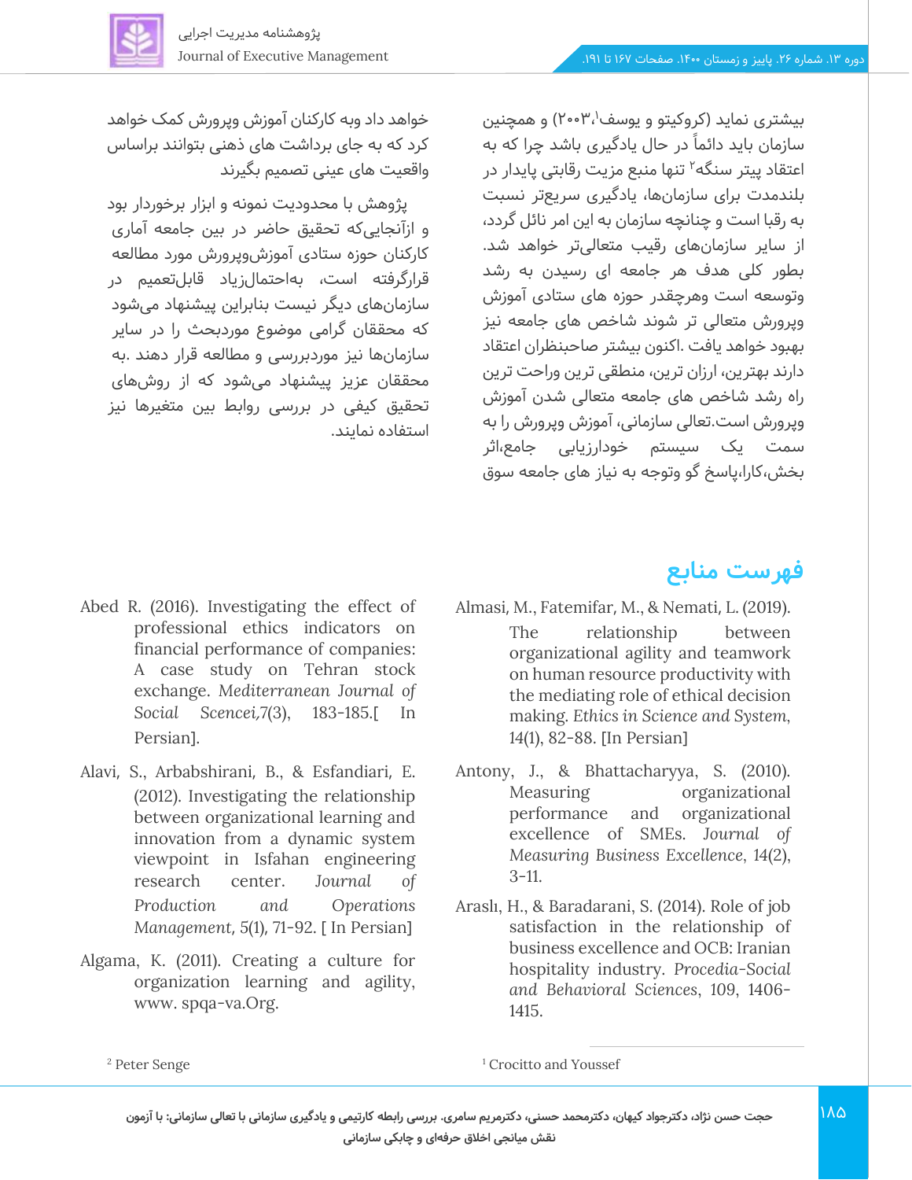بیشتری نماید (کروکیتو و یوسف[1]،۲۰۰۳) و همچنین سازمان باید دائماً در حال یادگیری باشد چرا که به اعتقاد پیتر سنگه[2] تنها منبع مزیت رقابتی پایدار در بلندمدت برای سازمان‌ها، یادگیری سریع‌تر نسبت به رقبا است و چنانچه سازمان به این امر نائل گردد، از سایر سازمان‌های رقیب متعالی‌تر خواهد شد. بطور کلی هدف هر جامعه ای رسیدن به رشد وتوسعه است وهرچقدر حوزه های ستادی آموزش وپرورش متعالی تر شوند شاخص های جامعه نیز بهبود خواهد یافت .اکنون بیشتر صاحبنظران اعتقاد دارند بهترین، ارزان ترین، منطقی ترین وراحت ترین راه رشد شاخص های جامعه متعالی شدن آموزش وپرورش است.تعالی سازمانی، آموزش وپرورش را به سمت یک سیستم خودارزیابی جامع،اثر بخش،کارا،پاسخ گو وتوجه به نیاز های جامعه سوق خواهد داد وبه کارکنان آموزش وپرورش کمک خواهد کرد که به جای برداشت های ذهنی بتوانند براساس واقعیت های عینی تصمیم بگیرند

پژوهش با محدودیت نمونه و ابزار برخوردار بود و ازآنجایی‌که تحقیق حاضر در بین جامعه آماری کارکنان حوزه ستادی آموزش‌وپرورش مورد مطالعه قرارگرفته است، به‌احتمال‌زیاد قابل‌تعمیم در سازمان‌های دیگر نیست بنابراین پیشنهاد می‌شود که محققان گرامی موضوع موردبحث را در سایر سازمان‌ها نیز موردبررسی و مطالعه قرار دهند. به محققان عزیز پیشنهاد می‌شود که از روش‌های تحقیق کیفی در بررسی روابط بین متغیرها نیز استفاده نمایند.

## فهرست منابع

Almasi, M., Fatemifar, M., & Nemati, L. (2019). The relationship between organizational agility and teamwork on human resource productivity with the mediating role of ethical decision making. *Ethics in Science and System*, 14(1), 82-88. [In Persian]

Antony, J., & Bhattacharyya, S. (2010). Measuring organizational performance and organizational excellence of SMEs. *Journal of Measuring Business Excellence*, 14(2), 3-11.

Araslı, H., & Baradarani, S. (2014). Role of job satisfaction in the relationship of business excellence and OCB: Iranian hospitality industry. *Procedia-Social and Behavioral Sciences*, 109, 1406-1415.

Abed R. (2016). Investigating the effect of professional ethics indicators on financial performance of companies: A case study on Tehran stock exchange. *Mediterranean Journal of Social Scencei,*7(3), 183-185.[ In Persian].

Alavi, S., Arbabshirani, B., & Esfandiari, E. (2012). Investigating the relationship between organizational learning and innovation from a dynamic system viewpoint in Isfahan engineering research center. *Journal of Production and Operations Management*, 5(1), 71-92. [ In Persian]

Algama, K. (2011). Creating a culture for organization learning and agility, www. spqa-va.Org.

[1] Crocitto and Youssef

[2] Peter Senge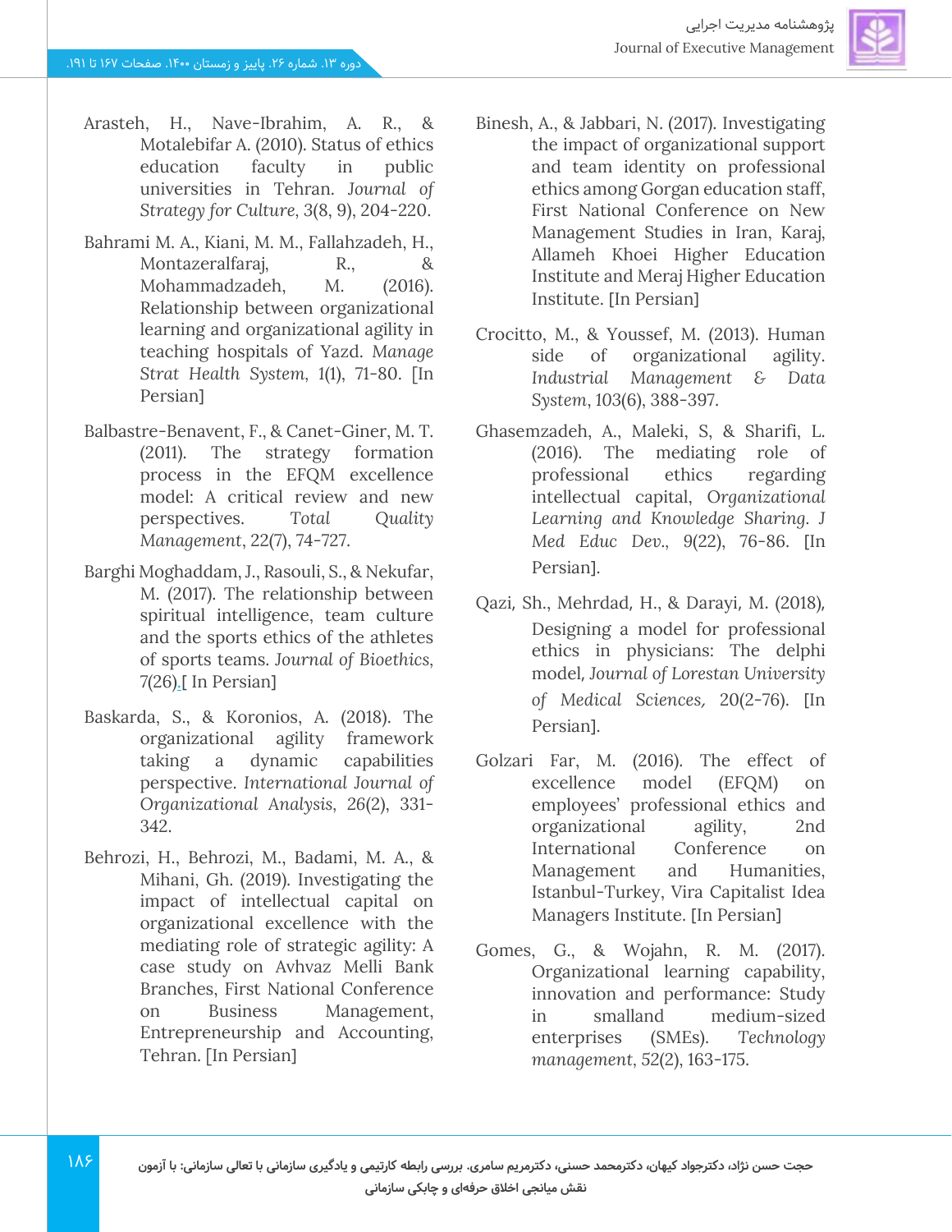Arasteh, H., Nave-Ibrahim, A. R., & Motalebifar A. (2010). Status of ethics education faculty in public universities in Tehran. *Journal of Strategy for Culture*, 3(8, 9), 204-220.

Bahrami M. A., Kiani, M. M., Fallahzadeh, H., Montazeralfaraj, R., & Mohammadzadeh, M. (2016). Relationship between organizational learning and organizational agility in teaching hospitals of Yazd. *Manage Strat Health System*, 1(1), 71-80. [In Persian]

Balbastre-Benavent, F., & Canet-Giner, M. T. (2011). The strategy formation process in the EFQM excellence model: A critical review and new perspectives. *Total Quality Management*, 22(7), 74-727.

Barghi Moghaddam, J., Rasouli, S., & Nekufar, M. (2017). The relationship between spiritual intelligence, team culture and the sports ethics of the athletes of sports teams. *Journal of Bioethics*, 7(26).[ In Persian]

Baskarda, S., & Koronios, A. (2018). The organizational agility framework taking a dynamic capabilities perspective. *International Journal of Organizational Analysis*, 26(2), 331-342.

Behrozi, H., Behrozi, M., Badami, M. A., & Mihani, Gh. (2019). Investigating the impact of intellectual capital on organizational excellence with the mediating role of strategic agility: A case study on Avhvaz Melli Bank Branches, First National Conference on Business Management, Entrepreneurship and Accounting, Tehran. [In Persian]

Binesh, A., & Jabbari, N. (2017). Investigating the impact of organizational support and team identity on professional ethics among Gorgan education staff, First National Conference on New Management Studies in Iran, Karaj, Allameh Khoei Higher Education Institute and Meraj Higher Education Institute. [In Persian]

Crocitto, M., & Youssef, M. (2013). Human side of organizational agility. *Industrial Management & Data System*, 103(6), 388-397.

Ghasemzadeh, A., Maleki, S, & Sharifi, L. (2016). The mediating role of professional ethics regarding intellectual capital, *Organizational Learning and Knowledge Sharing. J Med Educ Dev.*, 9(22), 76-86. [In Persian].

Qazi, Sh., Mehrdad, H., & Darayi, M. (2018), Designing a model for professional ethics in physicians: The delphi model, *Journal of Lorestan University of Medical Sciences*, 20(2-76). [In Persian].

Golzari Far, M. (2016). The effect of excellence model (EFQM) on employees' professional ethics and organizational agility, 2nd International Conference on Management and Humanities, Istanbul-Turkey, Vira Capitalist Idea Managers Institute. [In Persian]

Gomes, G., & Wojahn, R. M. (2017). Organizational learning capability, innovation and performance: Study in smalland medium-sized enterprises (SMEs). *Technology management*, 52(2), 163-175.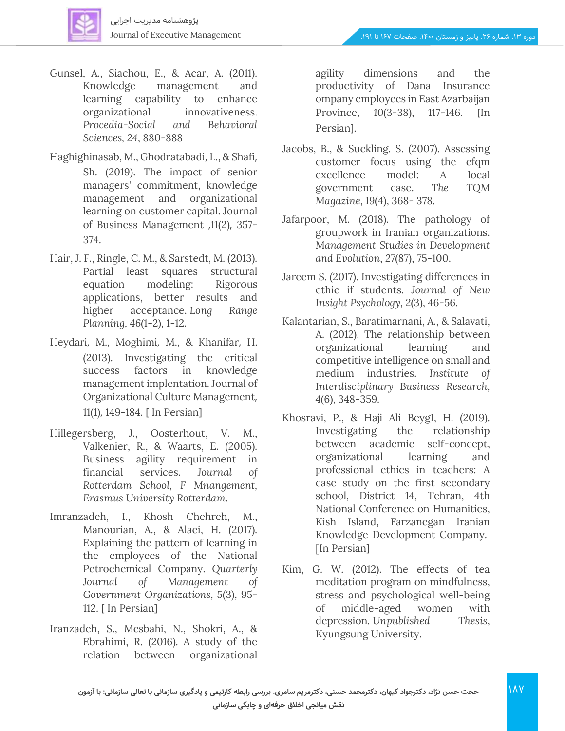Gunsel, A., Siachou, E., & Acar, A. (2011). Knowledge management and learning capability to enhance organizational innovativeness. *Procedia-Social and Behavioral Sciences*, 24, 880-888

Haghighinasab, M., Ghodratabadi, L., & Shafi, Sh. (2019). The impact of senior managers' commitment, knowledge management and organizational learning on customer capital. Journal of Business Management ,11(2), 357-374.

Hair, J. F., Ringle, C. M., & Sarstedt, M. (2013). Partial least squares structural equation modeling: Rigorous applications, better results and higher acceptance. *Long Range Planning*, 46(1-2), 1-12.

Heydari, M., Moghimi, M., & Khanifar, H. (2013). Investigating the critical success factors in knowledge management implentation. Journal of Organizational Culture Management, 11(1), 149-184. [ In Persian]

Hillegersberg, J., Oosterhout, V. M., Valkenier, R., & Waarts, E. (2005). Business agility requirement in financial services. *Journal of Rotterdam School, F Mnangement, Erasmus University Rotterdam*.

Imranzadeh, I., Khosh Chehreh, M., Manourian, A., & Alaei, H. (2017). Explaining the pattern of learning in the employees of the National Petrochemical Company. *Quarterly Journal of Management of Government Organizations*, 5(3), 95-112. [ In Persian]

Iranzadeh, S., Mesbahi, N., Shokri, A., & Ebrahimi, R. (2016). A study of the relation between organizational agility dimensions and the productivity of Dana Insurance ompany employees in East Azarbaijan Province, 10(3-38), 117-146. [In Persian].

Jacobs, B., & Suckling. S. (2007). Assessing customer focus using the efqm excellence model: A local government case. *The TQM Magazine*, 19(4), 368- 378.

Jafarpoor, M. (2018). The pathology of groupwork in Iranian organizations. *Management Studies in Development and Evolution*, 27(87), 75-100.

Jareem S. (2017). Investigating differences in ethic if students. *Journal of New Insight Psychology*, 2(3), 46-56.

Kalantarian, S., Baratimarnani, A., & Salavati, A. (2012). The relationship between organizational learning and competitive intelligence on small and medium industries. *Institute of Interdisciplinary Business Research*, 4(6), 348-359.

Khosravi, P., & Haji Ali BeygI, H. (2019). Investigating the relationship between academic self-concept, organizational learning and professional ethics in teachers: A case study on the first secondary school, District 14, Tehran, 4th National Conference on Humanities, Kish Island, Farzanegan Iranian Knowledge Development Company. [In Persian]

Kim, G. W. (2012). The effects of tea meditation program on mindfulness, stress and psychological well-being of middle-aged women with depression. *Unpublished Thesis*, Kyungsung University.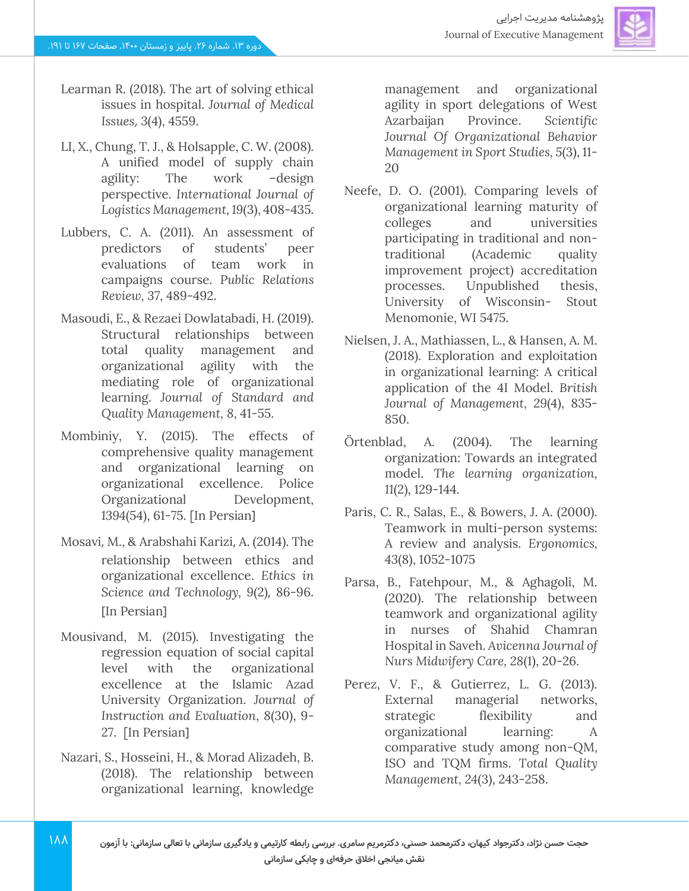Learman R. (2018). The art of solving ethical issues in hospital. *Journal of Medical Issues, 3*(4), 4559.

LI, X., Chung, T. J., & Holsapple, C. W. (2008). A unified model of supply chain agility: The work –design perspective. *International Journal of Logistics Management*, *19*(3), 408-435.

Lubbers, C. A. (2011). An assessment of predictors of students' peer evaluations of team work in campaigns course. *Public Relations Review*, 37, 489-492.

Masoudi, E., & Rezaei Dowlatabadi, H. (2019). Structural relationships between total quality management and organizational agility with the mediating role of organizational learning. *Journal of Standard and Quality Management*, 8, 41-55.

Mombiniy, Y. (2015). The effects of comprehensive quality management and organizational learning on organizational excellence. Police Organizational Development, 1394(54), 61-75. [In Persian]

Mosavi, M., & Arabshahi Karizi, A. (2014). The relationship between ethics and organizational excellence. *Ethics in Science and Technology*, 9(2), 86-96. [In Persian]

Mousivand, M. (2015). Investigating the regression equation of social capital level with the organizational excellence at the Islamic Azad University Organization. *Journal of Instruction and Evaluation*, 8(30), 9-27. [In Persian]

Nazari, S., Hosseini, H., & Morad Alizadeh, B. (2018). The relationship between organizational learning, knowledge management and organizational agility in sport delegations of West Azarbaijan Province. *Scientific Journal Of Organizational Behavior Management in Sport Studies*, 5(3), 11-20

Neefe, D. O. (2001). Comparing levels of organizational learning maturity of colleges and universities participating in traditional and non-traditional (Academic quality improvement project) accreditation processes. Unpublished thesis, University of Wisconsin- Stout Menomonie, WI 5475.

Nielsen, J. A., Mathiassen, L., & Hansen, A. M. (2018). Exploration and exploitation in organizational learning: A critical application of the 4I Model. *British Journal of Management*, 29(4), 835-850.

Örtenblad, A. (2004). The learning organization: Towards an integrated model. *The learning organization*, 11(2), 129-144.

Paris, C. R., Salas, E., & Bowers, J. A. (2000). Teamwork in multi-person systems: A review and analysis. *Ergonomics*, *43*(8), 1052-1075

Parsa, B., Fatehpour, M., & Aghagoli, M. (2020). The relationship between teamwork and organizational agility in nurses of Shahid Chamran Hospital in Saveh. *Avicenna Journal of Nurs Midwifery Care*, 28(1), 20-26.

Perez, V. F., & Gutierrez, L. G. (2013). External managerial networks, strategic flexibility and organizational learning: A comparative study among non-QM, ISO and TQM firms. *Total Quality Management*, 24(3), 243-258.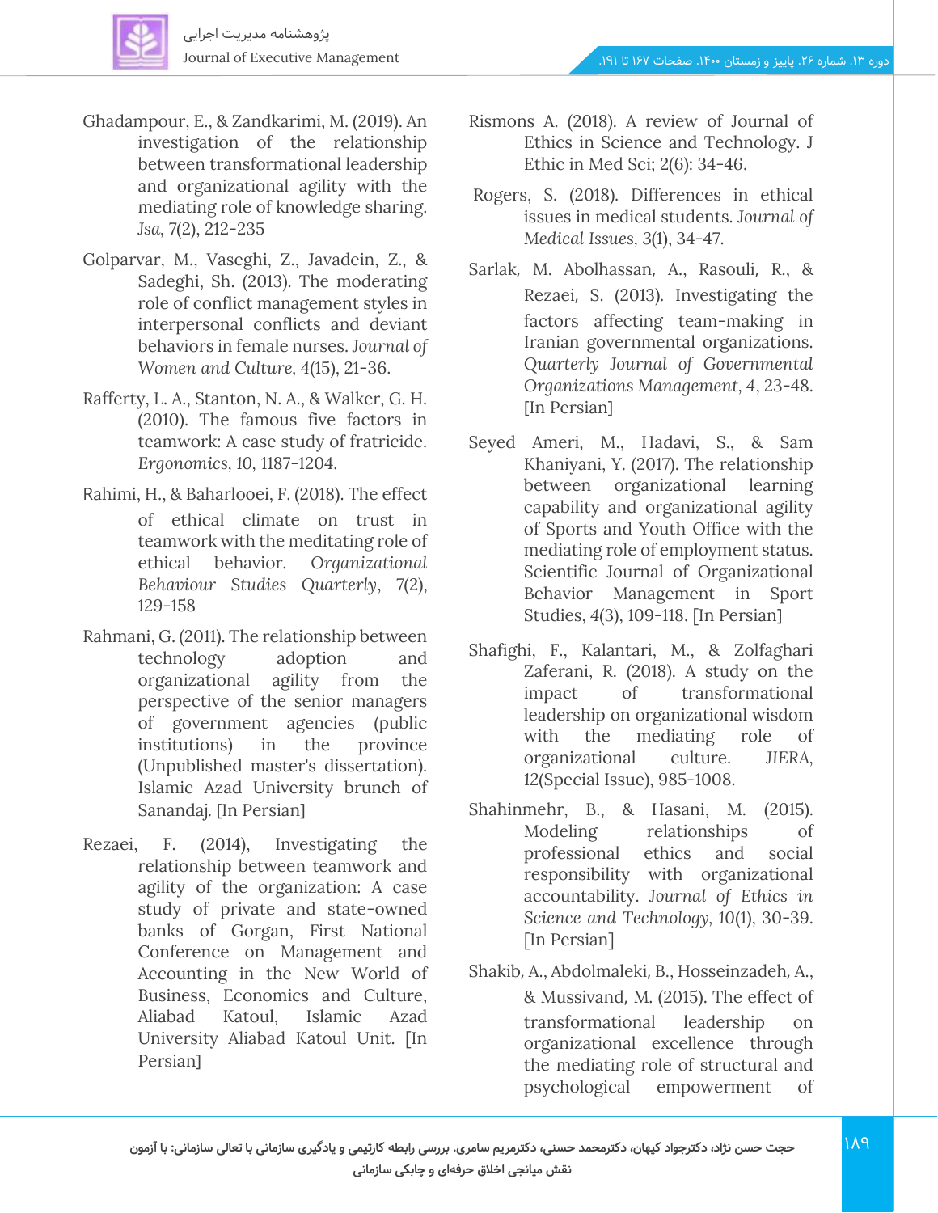Ghadampour, E., & Zandkarimi, M. (2019). An investigation of the relationship between transformational leadership and organizational agility with the mediating role of knowledge sharing. *Jsa*, 7(2), 212-235

Golparvar, M., Vaseghi, Z., Javadein, Z., & Sadeghi, Sh. (2013). The moderating role of conflict management styles in interpersonal conflicts and deviant behaviors in female nurses. *Journal of Women and Culture*, 4(15), 21-36.

Rafferty, L. A., Stanton, N. A., & Walker, G. H. (2010). The famous five factors in teamwork: A case study of fratricide. *Ergonomics*, 10, 1187-1204.

Rahimi, H., & Baharlooei, F. (2018). The effect of ethical climate on trust in teamwork with the meditating role of ethical behavior. *Organizational Behaviour Studies Quarterly*, 7(2), 129-158

Rahmani, G. (2011). The relationship between technology adoption and organizational agility from the perspective of the senior managers of government agencies (public institutions) in the province (Unpublished master's dissertation). Islamic Azad University brunch of Sanandaj. [In Persian]

Rezaei, F. (2014), Investigating the relationship between teamwork and agility of the organization: A case study of private and state-owned banks of Gorgan, First National Conference on Management and Accounting in the New World of Business, Economics and Culture, Aliabad Katoul, Islamic Azad University Aliabad Katoul Unit. [In Persian]

Rismons A. (2018). A review of Journal of Ethics in Science and Technology. J Ethic in Med Sci; 2(6): 34-46.

Rogers, S. (2018). Differences in ethical issues in medical students. *Journal of Medical Issues*, 3(1), 34-47.

Sarlak, M. Abolhassan, A., Rasouli, R., & Rezaei, S. (2013). Investigating the factors affecting team-making in Iranian governmental organizations. *Quarterly Journal of Governmental Organizations Management*, 4, 23-48. [In Persian]

Seyed Ameri, M., Hadavi, S., & Sam Khaniyani, Y. (2017). The relationship between organizational learning capability and organizational agility of Sports and Youth Office with the mediating role of employment status. Scientific Journal of Organizational Behavior Management in Sport Studies, 4(3), 109-118. [In Persian]

Shafighi, F., Kalantari, M., & Zolfaghari Zaferani, R. (2018). A study on the impact of transformational leadership on organizational wisdom with the mediating role of organizational culture. *JIERA*, 12(Special Issue), 985-1008.

Shahinmehr, B., & Hasani, M. (2015). Modeling relationships of professional ethics and social responsibility with organizational accountability. *Journal of Ethics in Science and Technology*, 10(1), 30-39. [In Persian]

Shakib, A., Abdolmaleki, B., Hosseinzadeh, A., & Mussivand, M. (2015). The effect of transformational leadership on organizational excellence through the mediating role of structural and psychological empowerment of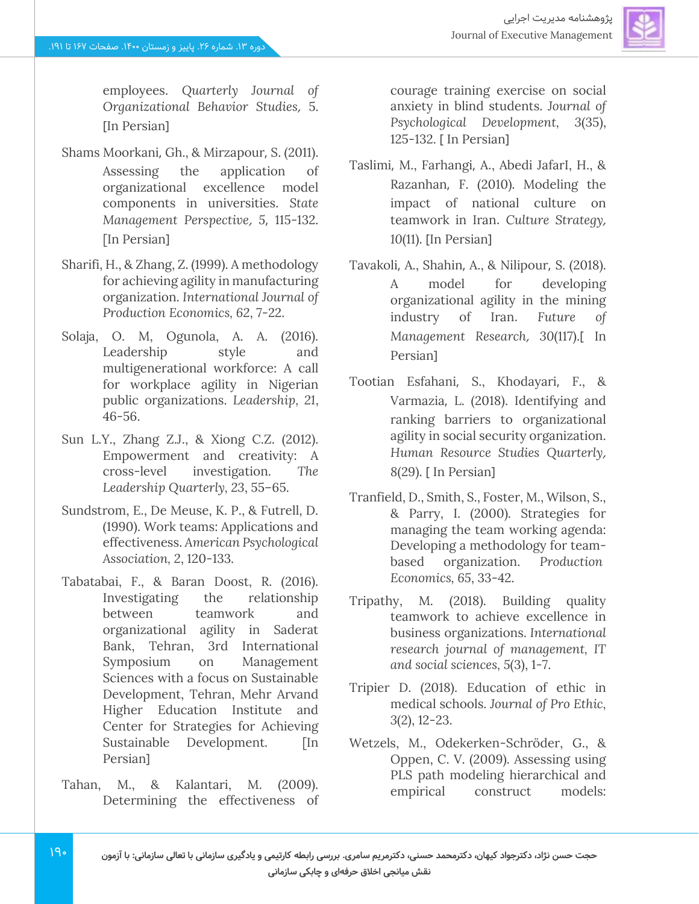employees. *Quarterly Journal of Organizational Behavior Studies,* 5. [In Persian]

Shams Moorkani, Gh., & Mirzapour, S. (2011). Assessing the application of organizational excellence model components in universities. *State Management Perspective,* 5, 115-132. [In Persian]

Sharifi, H., & Zhang, Z. (1999). A methodology for achieving agility in manufacturing organization. *International Journal of Production Economics*, 62, 7-22.

Solaja, O. M, Ogunola, A. A. (2016). Leadership style and multigenerational workforce: A call for workplace agility in Nigerian public organizations. *Leadership*, 21, 46-56.

Sun L.Y., Zhang Z.J., & Xiong C.Z. (2012). Empowerment and creativity: A cross-level investigation. *The Leadership Quarterly*, 23, 55–65.

Sundstrom, E., De Meuse, K. P., & Futrell, D. (1990). Work teams: Applications and effectiveness. *American Psychological Association*, 2, 120-133.

Tabatabai, F., & Baran Doost, R. (2016). Investigating the relationship between teamwork and organizational agility in Saderat Bank, Tehran, 3rd International Symposium on Management Sciences with a focus on Sustainable Development, Tehran, Mehr Arvand Higher Education Institute and Center for Strategies for Achieving Sustainable Development. [In Persian]

Tahan, M., & Kalantari, M. (2009). Determining the effectiveness of courage training exercise on social anxiety in blind students. *Journal of Psychological Development*, 3(35), 125-132. [ In Persian]

Taslimi, M., Farhangi, A., Abedi JafarI, H., & Razanhan, F. (2010). Modeling the impact of national culture on teamwork in Iran. *Culture Strategy,* 10(11). [In Persian]

Tavakoli, A., Shahin, A., & Nilipour, S. (2018). A model for developing organizational agility in the mining industry of Iran. *Future of Management Research,* 30(117).[ In Persian]

Tootian Esfahani, S., Khodayari, F., & Varmazia, L. (2018). Identifying and ranking barriers to organizational agility in social security organization. *Human Resource Studies Quarterly,* 8(29). [ In Persian]

Tranfield, D., Smith, S., Foster, M., Wilson, S., & Parry, I. (2000). Strategies for managing the team working agenda: Developing a methodology for team-based organization. *Production Economics*, 65, 33-42.

Tripathy, M. (2018). Building quality teamwork to achieve excellence in business organizations. *International research journal of management, IT and social sciences*, 5(3), 1-7.

Tripier D. (2018). Education of ethic in medical schools. *Journal of Pro Ethic*, 3(2), 12-23.

Wetzels, M., Odekerken-Schröder, G., & Oppen, C. V. (2009). Assessing using PLS path modeling hierarchical and empirical construct models: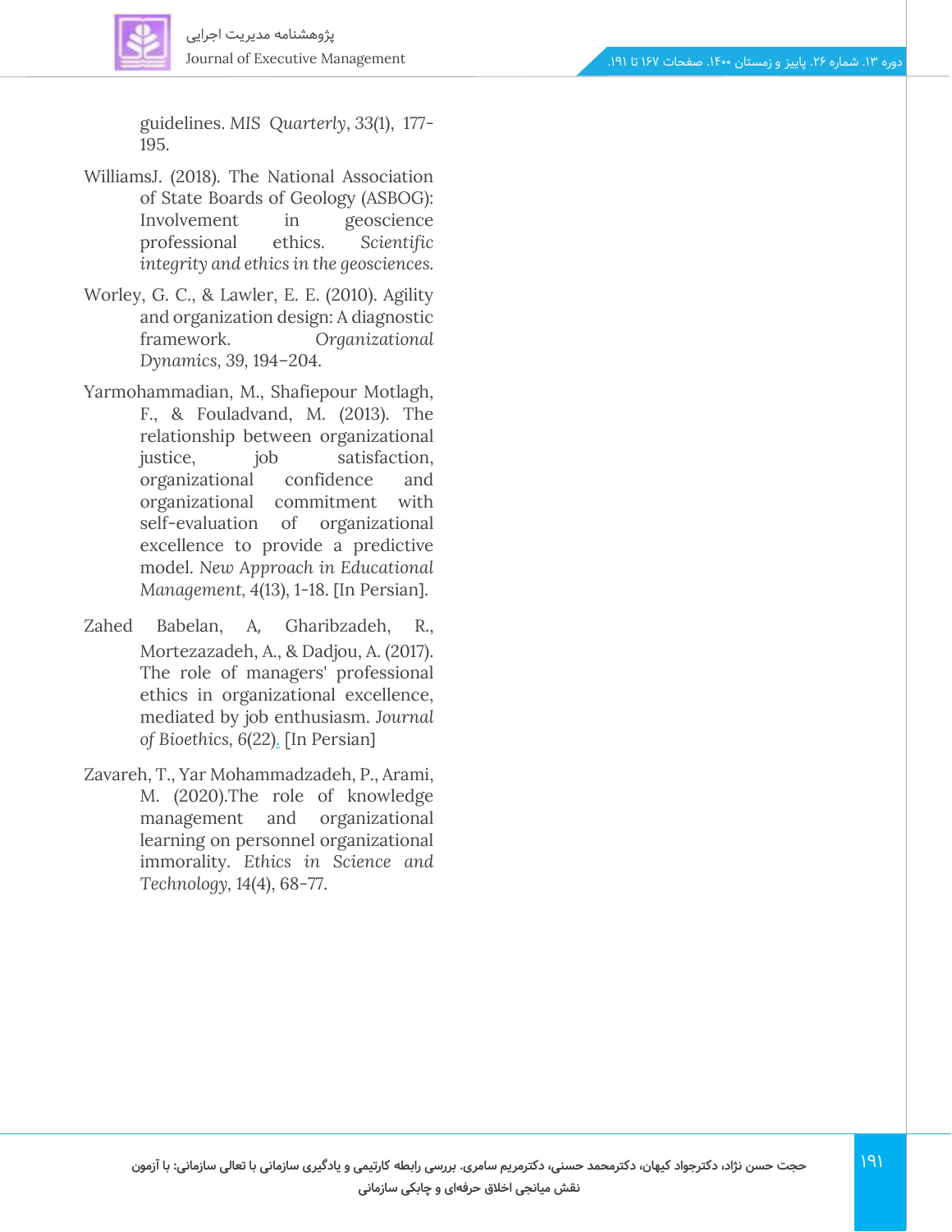guidelines. *MIS Quarterly*, 33(1), 177-195.

WilliamsJ. (2018). The National Association of State Boards of Geology (ASBOG): Involvement in geoscience professional ethics. *Scientific integrity and ethics in the geosciences.*

Worley, G. C., & Lawler, E. E. (2010). Agility and organization design: A diagnostic framework. *Organizational Dynamics*, 39, 194–204.

Yarmohammadian, M., Shafiepour Motlagh, F., & Fouladvand, M. (2013). The relationship between organizational justice, job satisfaction, organizational confidence and organizational commitment with self-evaluation of organizational excellence to provide a predictive model. *New Approach in Educational Management*, 4(13), 1-18. [In Persian].

Zahed Babelan, A, Gharibzadeh, R., Mortezazadeh, A., & Dadjou, A. (2017). The role of managers' professional ethics in organizational excellence, mediated by job enthusiasm. *Journal of Bioethics*, 6(22). [In Persian]

Zavareh, T., Yar Mohammadzadeh, P., Arami, M. (2020).The role of knowledge management and organizational learning on personnel organizational immorality. *Ethics in Science and Technology*, 14(4), 68-77.